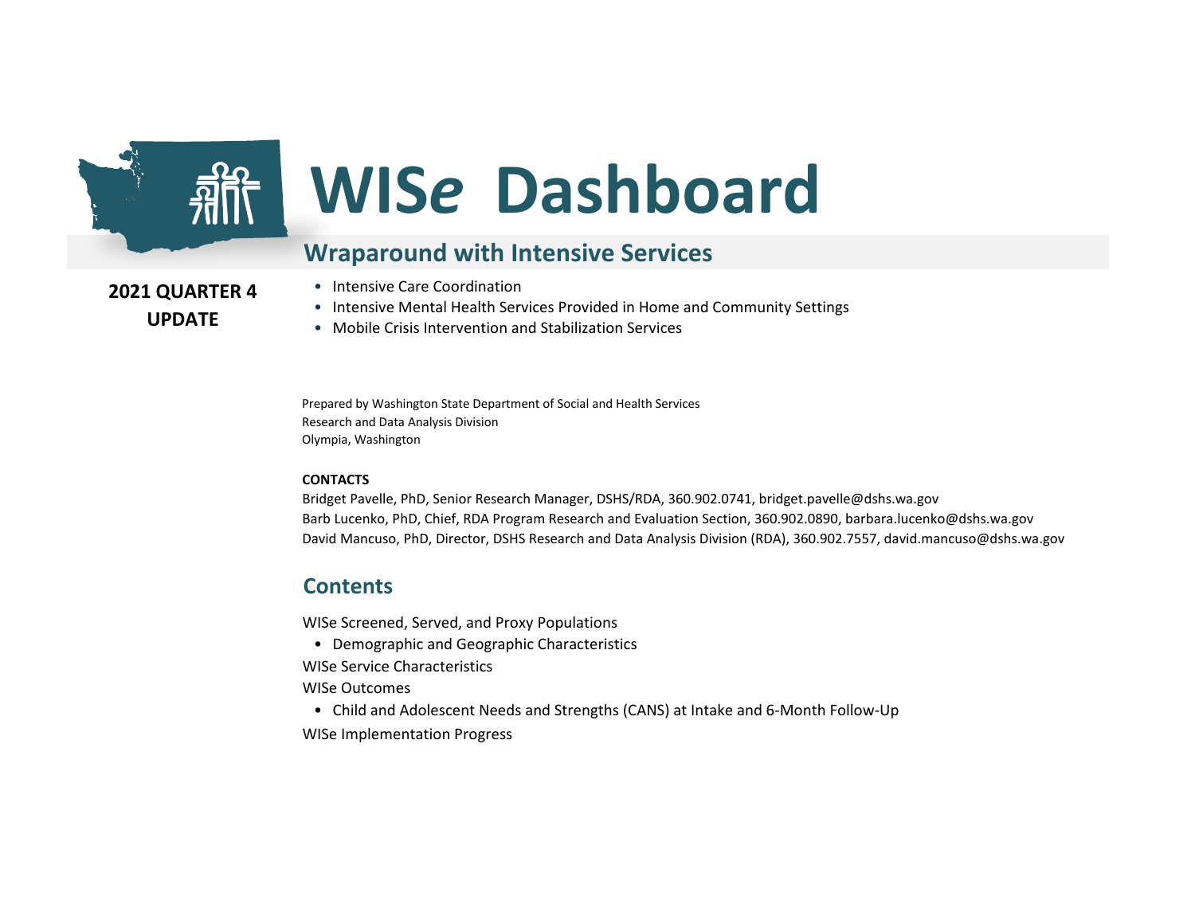# WIS*e* Dashboard

## Wraparound with Intensive Services

**2021 QUARTER 4 UPDATE**

- Intensive Care Coordination
- Intensive Mental Health Services Provided in Home and Community Settings
- Mobile Crisis Intervention and Stabilization Services

Prepared by Washington State Department of Social and Health Services
Research and Data Analysis Division
Olympia, Washington

**CONTACTS**

Bridget Pavelle, PhD, Senior Research Manager, DSHS/RDA, 360.902.0741, bridget.pavelle@dshs.wa.gov
Barb Lucenko, PhD, Chief, RDA Program Research and Evaluation Section, 360.902.0890, barbara.lucenko@dshs.wa.gov
David Mancuso, PhD, Director, DSHS Research and Data Analysis Division (RDA), 360.902.7557, david.mancuso@dshs.wa.gov

## Contents

WISe Screened, Served, and Proxy Populations

- Demographic and Geographic Characteristics

WISe Service Characteristics

WISe Outcomes

- Child and Adolescent Needs and Strengths (CANS) at Intake and 6-Month Follow-Up

WISe Implementation Progress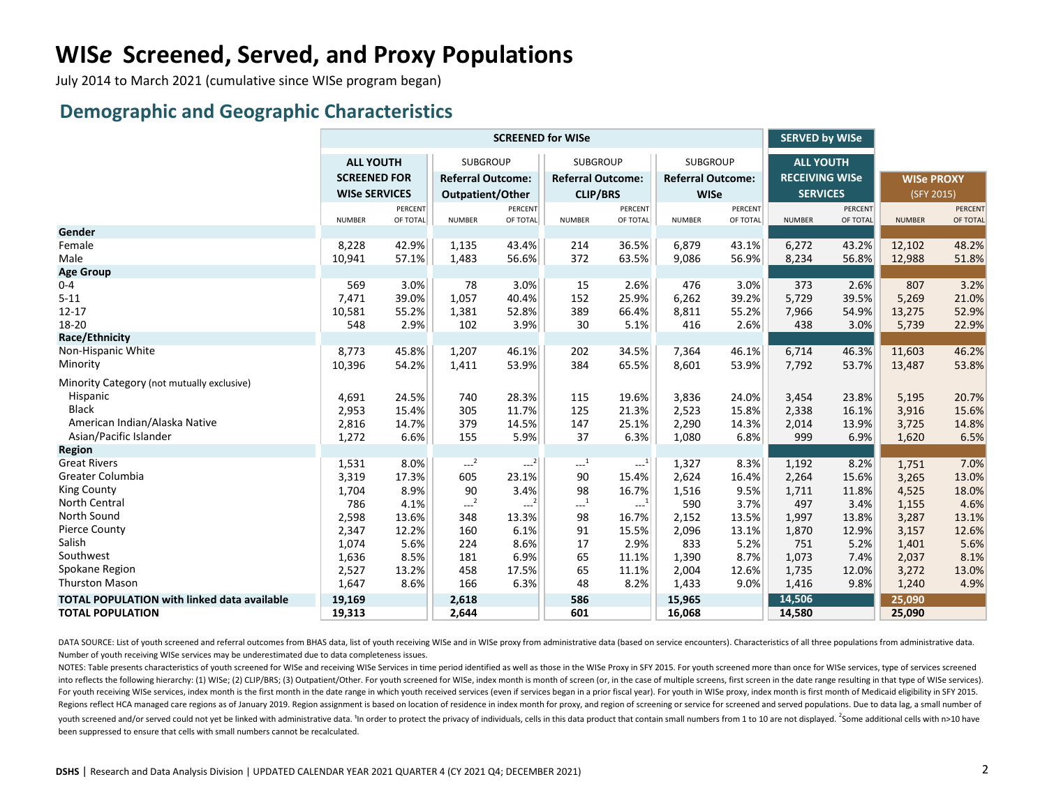# WIS*e* Screened, Served, and Proxy Populations

July 2014 to March 2021 (cumulative since WISe program began)

## Demographic and Geographic Characteristics

| | SCREENED for WISe | | | | | | | | SERVED by WISe | | | |
|---|---|---|---|---|---|---|---|---|---|---|---|---|
| | ALL YOUTH SCREENED FOR WISe SERVICES | | SUBGROUP Referral Outcome: Outpatient/Other | | SUBGROUP Referral Outcome: CLIP/BRS | | SUBGROUP Referral Outcome: WISe | | ALL YOUTH RECEIVING WISe SERVICES | | WISe PROXY (SFY 2015) | |
| | NUMBER | PERCENT OF TOTAL | NUMBER | PERCENT OF TOTAL | NUMBER | PERCENT OF TOTAL | NUMBER | PERCENT OF TOTAL | NUMBER | PERCENT OF TOTAL | NUMBER | PERCENT OF TOTAL |
| **Gender** | | | | | | | | | | | | |
| Female | 8,228 | 42.9% | 1,135 | 43.4% | 214 | 36.5% | 6,879 | 43.1% | 6,272 | 43.2% | 12,102 | 48.2% |
| Male | 10,941 | 57.1% | 1,483 | 56.6% | 372 | 63.5% | 9,086 | 56.9% | 8,234 | 56.8% | 12,988 | 51.8% |
| **Age Group** | | | | | | | | | | | | |
| 0-4 | 569 | 3.0% | 78 | 3.0% | 15 | 2.6% | 476 | 3.0% | 373 | 2.6% | 807 | 3.2% |
| 5-11 | 7,471 | 39.0% | 1,057 | 40.4% | 152 | 25.9% | 6,262 | 39.2% | 5,729 | 39.5% | 5,269 | 21.0% |
| 12-17 | 10,581 | 55.2% | 1,381 | 52.8% | 389 | 66.4% | 8,811 | 55.2% | 7,966 | 54.9% | 13,275 | 52.9% |
| 18-20 | 548 | 2.9% | 102 | 3.9% | 30 | 5.1% | 416 | 2.6% | 438 | 3.0% | 5,739 | 22.9% |
| **Race/Ethnicity** | | | | | | | | | | | | |
| Non-Hispanic White | 8,773 | 45.8% | 1,207 | 46.1% | 202 | 34.5% | 7,364 | 46.1% | 6,714 | 46.3% | 11,603 | 46.2% |
| Minority | 10,396 | 54.2% | 1,411 | 53.9% | 384 | 65.5% | 8,601 | 53.9% | 7,792 | 53.7% | 13,487 | 53.8% |
| Minority Category (not mutually exclusive) | | | | | | | | | | | | |
| Hispanic | 4,691 | 24.5% | 740 | 28.3% | 115 | 19.6% | 3,836 | 24.0% | 3,454 | 23.8% | 5,195 | 20.7% |
| Black | 2,953 | 15.4% | 305 | 11.7% | 125 | 21.3% | 2,523 | 15.8% | 2,338 | 16.1% | 3,916 | 15.6% |
| American Indian/Alaska Native | 2,816 | 14.7% | 379 | 14.5% | 147 | 25.1% | 2,290 | 14.3% | 2,014 | 13.9% | 3,725 | 14.8% |
| Asian/Pacific Islander | 1,272 | 6.6% | 155 | 5.9% | 37 | 6.3% | 1,080 | 6.8% | 999 | 6.9% | 1,620 | 6.5% |
| **Region** | | | | | | | | | | | | |
| Great Rivers | 1,531 | 8.0% | ---[2] | ---[2] | ---[1] | ---[1] | 1,327 | 8.3% | 1,192 | 8.2% | 1,751 | 7.0% |
| Greater Columbia | 3,319 | 17.3% | 605 | 23.1% | 90 | 15.4% | 2,624 | 16.4% | 2,264 | 15.6% | 3,265 | 13.0% |
| King County | 1,704 | 8.9% | 90 | 3.4% | 98 | 16.7% | 1,516 | 9.5% | 1,711 | 11.8% | 4,525 | 18.0% |
| North Central | 786 | 4.1% | ---[2] | ---[2] | ---[1] | ---[1] | 590 | 3.7% | 497 | 3.4% | 1,155 | 4.6% |
| North Sound | 2,598 | 13.6% | 348 | 13.3% | 98 | 16.7% | 2,152 | 13.5% | 1,997 | 13.8% | 3,287 | 13.1% |
| Pierce County | 2,347 | 12.2% | 160 | 6.1% | 91 | 15.5% | 2,096 | 13.1% | 1,870 | 12.9% | 3,157 | 12.6% |
| Salish | 1,074 | 5.6% | 224 | 8.6% | 17 | 2.9% | 833 | 5.2% | 751 | 5.2% | 1,401 | 5.6% |
| Southwest | 1,636 | 8.5% | 181 | 6.9% | 65 | 11.1% | 1,390 | 8.7% | 1,073 | 7.4% | 2,037 | 8.1% |
| Spokane Region | 2,527 | 13.2% | 458 | 17.5% | 65 | 11.1% | 2,004 | 12.6% | 1,735 | 12.0% | 3,272 | 13.0% |
| Thurston Mason | 1,647 | 8.6% | 166 | 6.3% | 48 | 8.2% | 1,433 | 9.0% | 1,416 | 9.8% | 1,240 | 4.9% |
| **TOTAL POPULATION with linked data available** | **19,169** | | **2,618** | | **586** | | **15,965** | | **14,506** | | **25,090** | |
| **TOTAL POPULATION** | **19,313** | | **2,644** | | **601** | | **16,068** | | **14,580** | | **25,090** | |

DATA SOURCE: List of youth screened and referral outcomes from BHAS data, list of youth receiving WISe and in WISe proxy from administrative data (based on service encounters). Characteristics of all three populations from administrative data. Number of youth receiving WISe services may be underestimated due to data completeness issues.

NOTES: Table presents characteristics of youth screened for WISe and receiving WISe Services in time period identified as well as those in the WISe Proxy in SFY 2015. For youth screened more than once for WISe services, type of services screened into reflects the following hierarchy: (1) WISe; (2) CLIP/BRS; (3) Outpatient/Other. For youth screened for WISe, index month is month of screen (or, in the case of multiple screens, first screen in the date range resulting in that type of WISe services). For youth receiving WISe services, index month is the first month in the date range in which youth received services (even if services began in a prior fiscal year). For youth in WISe proxy, index month is first month of Medicaid eligibility in SFY 2015. Regions reflect HCA managed care regions as of January 2019. Region assignment is based on location of residence in index month for proxy, and region of screening or service for screened and served populations. Due to data lag, a small number of youth screened and/or served could not yet be linked with administrative data. [1]In order to protect the privacy of individuals, cells in this data product that contain small numbers from 1 to 10 are not displayed. [2]Some additional cells with n>10 have been suppressed to ensure that cells with small numbers cannot be recalculated.

**DSHS** | Research and Data Analysis Division | UPDATED CALENDAR YEAR 2021 QUARTER 4 (CY 2021 Q4; DECEMBER 2021)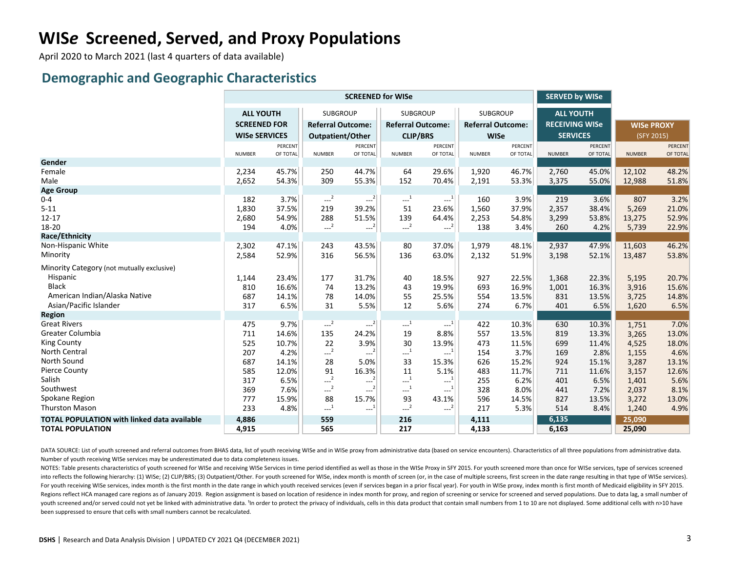# WIS*e* Screened, Served, and Proxy Populations

April 2020 to March 2021 (last 4 quarters of data available)

## Demographic and Geographic Characteristics

| | SCREENED for WISe | | | | | | | | SERVED by WISe | | | |
|---|---|---|---|---|---|---|---|---|---|---|---|---|
| | **ALL YOUTH SCREENED FOR WISe SERVICES** | | SUBGROUP **Referral Outcome: Outpatient/Other** | | SUBGROUP **Referral Outcome: CLIP/BRS** | | SUBGROUP **Referral Outcome: WISe** | | **ALL YOUTH RECEIVING WISe SERVICES** | | **WISe PROXY** (SFY 2015) | |
| | NUMBER | PERCENT OF TOTAL | NUMBER | PERCENT OF TOTAL | NUMBER | PERCENT OF TOTAL | NUMBER | PERCENT OF TOTAL | NUMBER | PERCENT OF TOTAL | NUMBER | PERCENT OF TOTAL |
| **Gender** | | | | | | | | | | | | |
| Female | 2,234 | 45.7% | 250 | 44.7% | 64 | 29.6% | 1,920 | 46.7% | 2,760 | 45.0% | 12,102 | 48.2% |
| Male | 2,652 | 54.3% | 309 | 55.3% | 152 | 70.4% | 2,191 | 53.3% | 3,375 | 55.0% | 12,988 | 51.8% |
| **Age Group** | | | | | | | | | | | | |
| 0-4 | 182 | 3.7% | ---[2] | ---[2] | ---[1] | ---[1] | 160 | 3.9% | 219 | 3.6% | 807 | 3.2% |
| 5-11 | 1,830 | 37.5% | 219 | 39.2% | 51 | 23.6% | 1,560 | 37.9% | 2,357 | 38.4% | 5,269 | 21.0% |
| 12-17 | 2,680 | 54.9% | 288 | 51.5% | 139 | 64.4% | 2,253 | 54.8% | 3,299 | 53.8% | 13,275 | 52.9% |
| 18-20 | 194 | 4.0% | ---[2] | ---[2] | ---[2] | ---[2] | 138 | 3.4% | 260 | 4.2% | 5,739 | 22.9% |
| **Race/Ethnicity** | | | | | | | | | | | | |
| Non-Hispanic White | 2,302 | 47.1% | 243 | 43.5% | 80 | 37.0% | 1,979 | 48.1% | 2,937 | 47.9% | 11,603 | 46.2% |
| Minority | 2,584 | 52.9% | 316 | 56.5% | 136 | 63.0% | 2,132 | 51.9% | 3,198 | 52.1% | 13,487 | 53.8% |
| Minority Category (not mutually exclusive) | | | | | | | | | | | | |
| Hispanic | 1,144 | 23.4% | 177 | 31.7% | 40 | 18.5% | 927 | 22.5% | 1,368 | 22.3% | 5,195 | 20.7% |
| Black | 810 | 16.6% | 74 | 13.2% | 43 | 19.9% | 693 | 16.9% | 1,001 | 16.3% | 3,916 | 15.6% |
| American Indian/Alaska Native | 687 | 14.1% | 78 | 14.0% | 55 | 25.5% | 554 | 13.5% | 831 | 13.5% | 3,725 | 14.8% |
| Asian/Pacific Islander | 317 | 6.5% | 31 | 5.5% | 12 | 5.6% | 274 | 6.7% | 401 | 6.5% | 1,620 | 6.5% |
| **Region** | | | | | | | | | | | | |
| Great Rivers | 475 | 9.7% | ---[2] | ---[2] | ---[1] | ---[1] | 422 | 10.3% | 630 | 10.3% | 1,751 | 7.0% |
| Greater Columbia | 711 | 14.6% | 135 | 24.2% | 19 | 8.8% | 557 | 13.5% | 819 | 13.3% | 3,265 | 13.0% |
| King County | 525 | 10.7% | 22 | 3.9% | 30 | 13.9% | 473 | 11.5% | 699 | 11.4% | 4,525 | 18.0% |
| North Central | 207 | 4.2% | ---[2] | ---[2] | ---[1] | ---[1] | 154 | 3.7% | 169 | 2.8% | 1,155 | 4.6% |
| North Sound | 687 | 14.1% | 28 | 5.0% | 33 | 15.3% | 626 | 15.2% | 924 | 15.1% | 3,287 | 13.1% |
| Pierce County | 585 | 12.0% | 91 | 16.3% | 11 | 5.1% | 483 | 11.7% | 711 | 11.6% | 3,157 | 12.6% |
| Salish | 317 | 6.5% | ---[2] | ---[2] | ---[1] | ---[1] | 255 | 6.2% | 401 | 6.5% | 1,401 | 5.6% |
| Southwest | 369 | 7.6% | ---[2] | ---[2] | ---[1] | ---[1] | 328 | 8.0% | 441 | 7.2% | 2,037 | 8.1% |
| Spokane Region | 777 | 15.9% | 88 | 15.7% | 93 | 43.1% | 596 | 14.5% | 827 | 13.5% | 3,272 | 13.0% |
| Thurston Mason | 233 | 4.8% | ---[1] | ---[1] | ---[2] | ---[2] | 217 | 5.3% | 514 | 8.4% | 1,240 | 4.9% |
| **TOTAL POPULATION with linked data available** | **4,886** | | **559** | | **216** | | **4,111** | | **6,135** | | **25,090** | |
| **TOTAL POPULATION** | **4,915** | | **565** | | **217** | | **4,133** | | **6,163** | | **25,090** | |

DATA SOURCE: List of youth screened and referral outcomes from BHAS data, list of youth receiving WISe and in WISe proxy from administrative data (based on service encounters). Characteristics of all three populations from administrative data. Number of youth receiving WISe services may be underestimated due to data completeness issues.

NOTES: Table presents characteristics of youth screened for WISe and receiving WISe Services in time period identified as well as those in the WISe Proxy in SFY 2015. For youth screened more than once for WISe services, type of services screened into reflects the following hierarchy: (1) WISe; (2) CLIP/BRS; (3) Outpatient/Other. For youth screened for WISe, index month is month of screen (or, in the case of multiple screens, first screen in the date range resulting in that type of WISe services). For youth receiving WISe services, index month is the first month in the date range in which youth received services (even if services began in a prior fiscal year). For youth in WISe proxy, index month is first month of Medicaid eligibility in SFY 2015. Regions reflect HCA managed care regions as of January 2019. Region assignment is based on location of residence in index month for proxy, and region of screening or service for screened and served populations. Due to data lag, a small number of youth screened and/or served could not yet be linked with administrative data. [1]In order to protect the privacy of individuals, cells in this data product that contain small numbers from 1 to 10 are not displayed. Some additional cells with n>10 have been suppressed to ensure that cells with small numbers cannot be recalculated.

**DSHS** | Research and Data Analysis Division | UPDATED CY 2021 Q4 (DECEMBER 2021)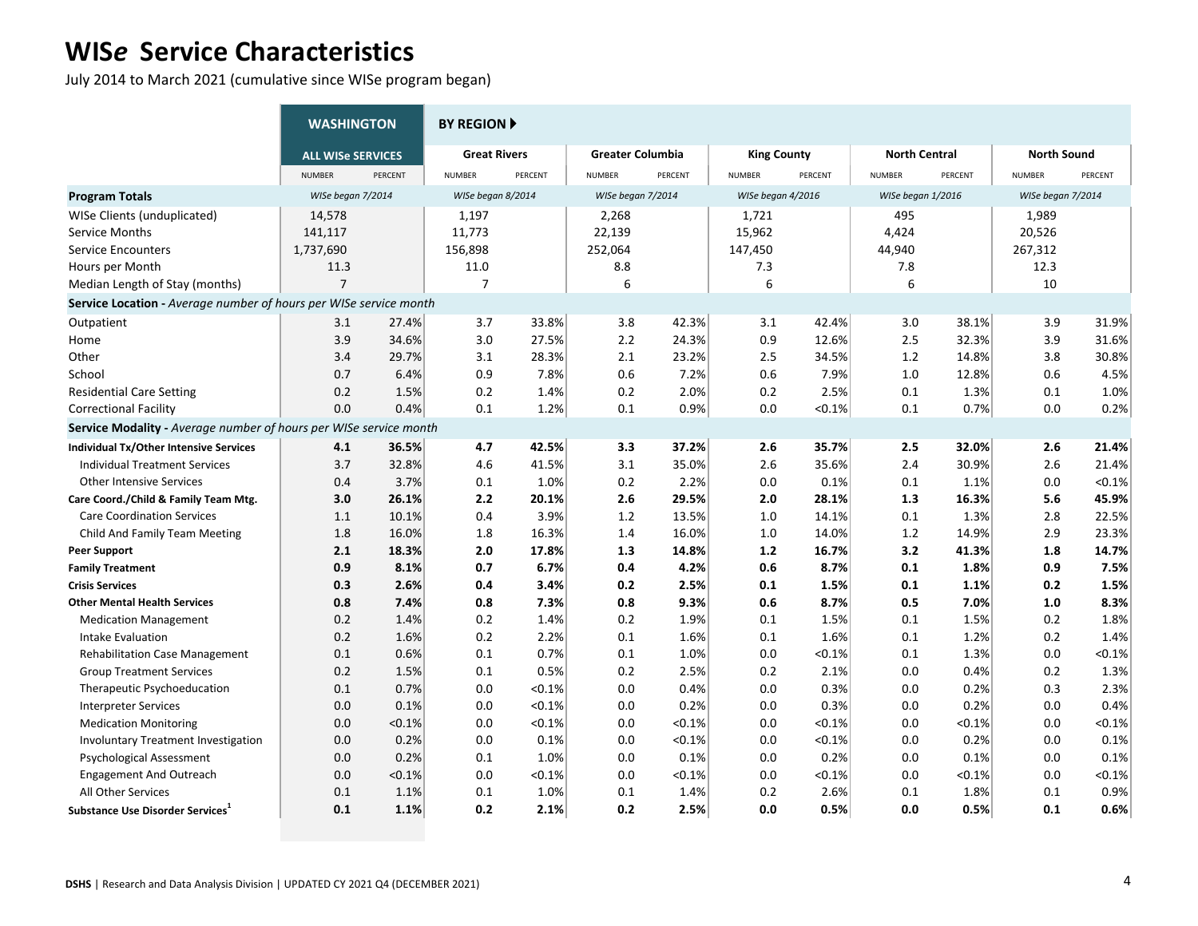# WIS*e* Service Characteristics

July 2014 to March 2021 (cumulative since WISe program began)

| | WASHINGTON | | BY REGION ▶ | | | | | | | | | |
|---|---|---|---|---|---|---|---|---|---|---|---|---|
| | ALL WISe SERVICES | | Great Rivers | | Greater Columbia | | King County | | North Central | | North Sound | |
| | NUMBER | PERCENT | NUMBER | PERCENT | NUMBER | PERCENT | NUMBER | PERCENT | NUMBER | PERCENT | NUMBER | PERCENT |
| **Program Totals** | *WISe began 7/2014* | | *WISe began 8/2014* | | *WISe began 7/2014* | | *WISe began 4/2016* | | *WISe began 1/2016* | | *WISe began 7/2014* | |
| WISe Clients (unduplicated) | 14,578 | | 1,197 | | 2,268 | | 1,721 | | 495 | | 1,989 | |
| Service Months | 141,117 | | 11,773 | | 22,139 | | 15,962 | | 4,424 | | 20,526 | |
| Service Encounters | 1,737,690 | | 156,898 | | 252,064 | | 147,450 | | 44,940 | | 267,312 | |
| Hours per Month | 11.3 | | 11.0 | | 8.8 | | 7.3 | | 7.8 | | 12.3 | |
| Median Length of Stay (months) | 7 | | 7 | | 6 | | 6 | | 6 | | 10 | |
| **Service Location -** *Average number of hours per WISe service month* | | | | | | | | | | | | |
| Outpatient | 3.1 | 27.4% | 3.7 | 33.8% | 3.8 | 42.3% | 3.1 | 42.4% | 3.0 | 38.1% | 3.9 | 31.9% |
| Home | 3.9 | 34.6% | 3.0 | 27.5% | 2.2 | 24.3% | 0.9 | 12.6% | 2.5 | 32.3% | 3.9 | 31.6% |
| Other | 3.4 | 29.7% | 3.1 | 28.3% | 2.1 | 23.2% | 2.5 | 34.5% | 1.2 | 14.8% | 3.8 | 30.8% |
| School | 0.7 | 6.4% | 0.9 | 7.8% | 0.6 | 7.2% | 0.6 | 7.9% | 1.0 | 12.8% | 0.6 | 4.5% |
| Residential Care Setting | 0.2 | 1.5% | 0.2 | 1.4% | 0.2 | 2.0% | 0.2 | 2.5% | 0.1 | 1.3% | 0.1 | 1.0% |
| Correctional Facility | 0.0 | 0.4% | 0.1 | 1.2% | 0.1 | 0.9% | 0.0 | <0.1% | 0.1 | 0.7% | 0.0 | 0.2% |
| **Service Modality -** *Average number of hours per WISe service month* | | | | | | | | | | | | |
| **Individual Tx/Other Intensive Services** | **4.1** | **36.5%** | **4.7** | **42.5%** | **3.3** | **37.2%** | **2.6** | **35.7%** | **2.5** | **32.0%** | **2.6** | **21.4%** |
| Individual Treatment Services | 3.7 | 32.8% | 4.6 | 41.5% | 3.1 | 35.0% | 2.6 | 35.6% | 2.4 | 30.9% | 2.6 | 21.4% |
| Other Intensive Services | 0.4 | 3.7% | 0.1 | 1.0% | 0.2 | 2.2% | 0.0 | 0.1% | 0.1 | 1.1% | 0.0 | <0.1% |
| **Care Coord./Child & Family Team Mtg.** | **3.0** | **26.1%** | **2.2** | **20.1%** | **2.6** | **29.5%** | **2.0** | **28.1%** | **1.3** | **16.3%** | **5.6** | **45.9%** |
| Care Coordination Services | 1.1 | 10.1% | 0.4 | 3.9% | 1.2 | 13.5% | 1.0 | 14.1% | 0.1 | 1.3% | 2.8 | 22.5% |
| Child And Family Team Meeting | 1.8 | 16.0% | 1.8 | 16.3% | 1.4 | 16.0% | 1.0 | 14.0% | 1.2 | 14.9% | 2.9 | 23.3% |
| **Peer Support** | **2.1** | **18.3%** | **2.0** | **17.8%** | **1.3** | **14.8%** | **1.2** | **16.7%** | **3.2** | **41.3%** | **1.8** | **14.7%** |
| **Family Treatment** | **0.9** | **8.1%** | **0.7** | **6.7%** | **0.4** | **4.2%** | **0.6** | **8.7%** | **0.1** | **1.8%** | **0.9** | **7.5%** |
| **Crisis Services** | **0.3** | **2.6%** | **0.4** | **3.4%** | **0.2** | **2.5%** | **0.1** | **1.5%** | **0.1** | **1.1%** | **0.2** | **1.5%** |
| **Other Mental Health Services** | **0.8** | **7.4%** | **0.8** | **7.3%** | **0.8** | **9.3%** | **0.6** | **8.7%** | **0.5** | **7.0%** | **1.0** | **8.3%** |
| Medication Management | 0.2 | 1.4% | 0.2 | 1.4% | 0.2 | 1.9% | 0.1 | 1.5% | 0.1 | 1.5% | 0.2 | 1.8% |
| Intake Evaluation | 0.2 | 1.6% | 0.2 | 2.2% | 0.1 | 1.6% | 0.1 | 1.6% | 0.1 | 1.2% | 0.2 | 1.4% |
| Rehabilitation Case Management | 0.1 | 0.6% | 0.1 | 0.7% | 0.1 | 1.0% | 0.0 | <0.1% | 0.1 | 1.3% | 0.0 | <0.1% |
| Group Treatment Services | 0.2 | 1.5% | 0.1 | 0.5% | 0.2 | 2.5% | 0.2 | 2.1% | 0.0 | 0.4% | 0.2 | 1.3% |
| Therapeutic Psychoeducation | 0.1 | 0.7% | 0.0 | <0.1% | 0.0 | 0.4% | 0.0 | 0.3% | 0.0 | 0.2% | 0.3 | 2.3% |
| Interpreter Services | 0.0 | 0.1% | 0.0 | <0.1% | 0.0 | 0.2% | 0.0 | 0.3% | 0.0 | 0.2% | 0.0 | 0.4% |
| Medication Monitoring | 0.0 | <0.1% | 0.0 | <0.1% | 0.0 | <0.1% | 0.0 | <0.1% | 0.0 | <0.1% | 0.0 | <0.1% |
| Involuntary Treatment Investigation | 0.0 | 0.2% | 0.0 | 0.1% | 0.0 | <0.1% | 0.0 | <0.1% | 0.0 | 0.2% | 0.0 | 0.1% |
| Psychological Assessment | 0.0 | 0.2% | 0.1 | 1.0% | 0.0 | 0.1% | 0.0 | 0.2% | 0.0 | 0.1% | 0.0 | 0.1% |
| Engagement And Outreach | 0.0 | <0.1% | 0.0 | <0.1% | 0.0 | <0.1% | 0.0 | <0.1% | 0.0 | <0.1% | 0.0 | <0.1% |
| All Other Services | 0.1 | 1.1% | 0.1 | 1.0% | 0.1 | 1.4% | 0.2 | 2.6% | 0.1 | 1.8% | 0.1 | 0.9% |
| **Substance Use Disorder Services**[1] | **0.1** | **1.1%** | **0.2** | **2.1%** | **0.2** | **2.5%** | **0.0** | **0.5%** | **0.0** | **0.5%** | **0.1** | **0.6%** |

DSHS | Research and Data Analysis Division | UPDATED CY 2021 Q4 (DECEMBER 2021)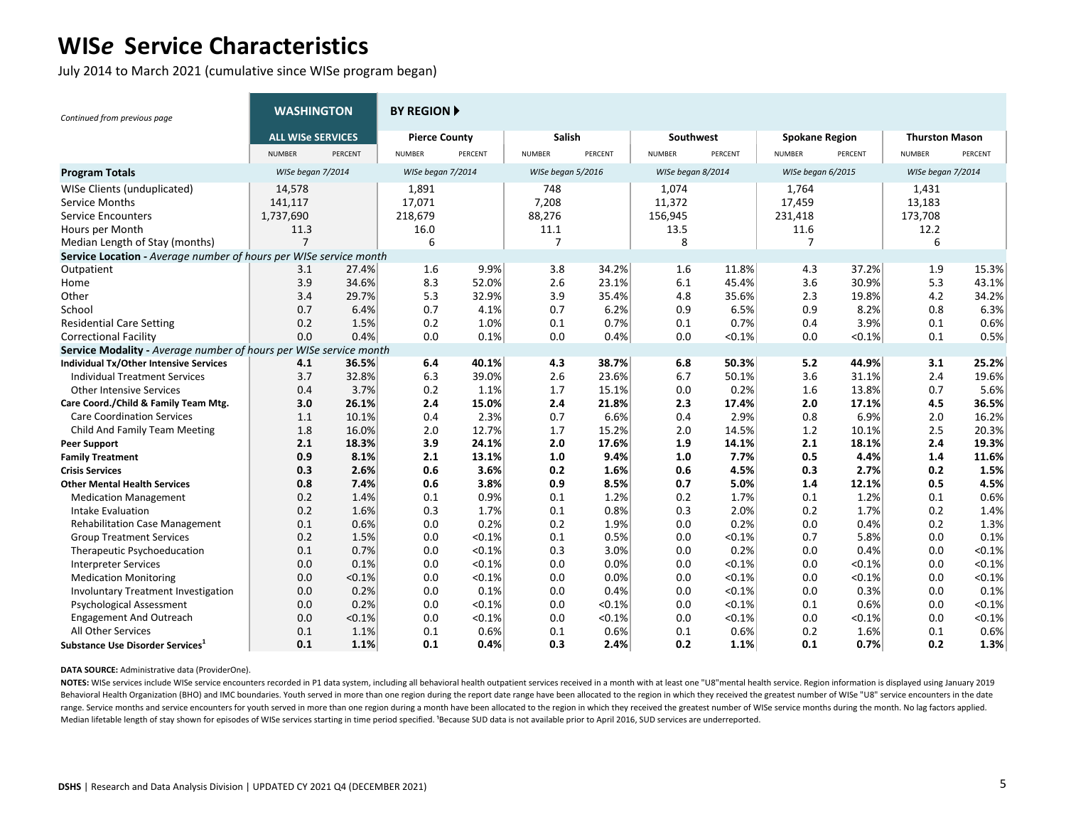# WIS*e* Service Characteristics

July 2014 to March 2021 (cumulative since WISe program began)

| *Continued from previous page* | WASHINGTON | | BY REGION ▶ | | | | | | | | | | | |
|---|---|---|---|---|---|---|---|---|---|---|---|---|---|---|
| | **ALL WISe SERVICES** | | **Pierce County** | | **Salish** | | **Southwest** | | **Spokane Region** | | **Thurston Mason** | |
| | NUMBER | PERCENT | NUMBER | PERCENT | NUMBER | PERCENT | NUMBER | PERCENT | NUMBER | PERCENT | NUMBER | PERCENT |
| **Program Totals** | *WISe began 7/2014* | | *WISe began 7/2014* | | *WISe began 5/2016* | | *WISe began 8/2014* | | *WISe began 6/2015* | | *WISe began 7/2014* | |
| WISe Clients (unduplicated) | 14,578 | | 1,891 | | 748 | | 1,074 | | 1,764 | | 1,431 | |
| Service Months | 141,117 | | 17,071 | | 7,208 | | 11,372 | | 17,459 | | 13,183 | |
| Service Encounters | 1,737,690 | | 218,679 | | 88,276 | | 156,945 | | 231,418 | | 173,708 | |
| Hours per Month | 11.3 | | 16.0 | | 11.1 | | 13.5 | | 11.6 | | 12.2 | |
| Median Length of Stay (months) | 7 | | 6 | | 7 | | 8 | | 7 | | 6 | |
| **Service Location -** *Average number of hours per WISe service month* | | | | | | | | | | | | |
| Outpatient | 3.1 | 27.4% | 1.6 | 9.9% | 3.8 | 34.2% | 1.6 | 11.8% | 4.3 | 37.2% | 1.9 | 15.3% |
| Home | 3.9 | 34.6% | 8.3 | 52.0% | 2.6 | 23.1% | 6.1 | 45.4% | 3.6 | 30.9% | 5.3 | 43.1% |
| Other | 3.4 | 29.7% | 5.3 | 32.9% | 3.9 | 35.4% | 4.8 | 35.6% | 2.3 | 19.8% | 4.2 | 34.2% |
| School | 0.7 | 6.4% | 0.7 | 4.1% | 0.7 | 6.2% | 0.9 | 6.5% | 0.9 | 8.2% | 0.8 | 6.3% |
| Residential Care Setting | 0.2 | 1.5% | 0.2 | 1.0% | 0.1 | 0.7% | 0.1 | 0.7% | 0.4 | 3.9% | 0.1 | 0.6% |
| Correctional Facility | 0.0 | 0.4% | 0.0 | 0.1% | 0.0 | 0.4% | 0.0 | <0.1% | 0.0 | <0.1% | 0.1 | 0.5% |
| **Service Modality -** *Average number of hours per WISe service month* | | | | | | | | | | | | |
| **Individual Tx/Other Intensive Services** | **4.1** | **36.5%** | **6.4** | **40.1%** | **4.3** | **38.7%** | **6.8** | **50.3%** | **5.2** | **44.9%** | **3.1** | **25.2%** |
| Individual Treatment Services | 3.7 | 32.8% | 6.3 | 39.0% | 2.6 | 23.6% | 6.7 | 50.1% | 3.6 | 31.1% | 2.4 | 19.6% |
| Other Intensive Services | 0.4 | 3.7% | 0.2 | 1.1% | 1.7 | 15.1% | 0.0 | 0.2% | 1.6 | 13.8% | 0.7 | 5.6% |
| **Care Coord./Child & Family Team Mtg.** | **3.0** | **26.1%** | **2.4** | **15.0%** | **2.4** | **21.8%** | **2.3** | **17.4%** | **2.0** | **17.1%** | **4.5** | **36.5%** |
| Care Coordination Services | 1.1 | 10.1% | 0.4 | 2.3% | 0.7 | 6.6% | 0.4 | 2.9% | 0.8 | 6.9% | 2.0 | 16.2% |
| Child And Family Team Meeting | 1.8 | 16.0% | 2.0 | 12.7% | 1.7 | 15.2% | 2.0 | 14.5% | 1.2 | 10.1% | 2.5 | 20.3% |
| **Peer Support** | **2.1** | **18.3%** | **3.9** | **24.1%** | **2.0** | **17.6%** | **1.9** | **14.1%** | **2.1** | **18.1%** | **2.4** | **19.3%** |
| **Family Treatment** | **0.9** | **8.1%** | **2.1** | **13.1%** | **1.0** | **9.4%** | **1.0** | **7.7%** | **0.5** | **4.4%** | **1.4** | **11.6%** |
| **Crisis Services** | **0.3** | **2.6%** | **0.6** | **3.6%** | **0.2** | **1.6%** | **0.6** | **4.5%** | **0.3** | **2.7%** | **0.2** | **1.5%** |
| **Other Mental Health Services** | **0.8** | **7.4%** | **0.6** | **3.8%** | **0.9** | **8.5%** | **0.7** | **5.0%** | **1.4** | **12.1%** | **0.5** | **4.5%** |
| Medication Management | 0.2 | 1.4% | 0.1 | 0.9% | 0.1 | 1.2% | 0.2 | 1.7% | 0.1 | 1.2% | 0.1 | 0.6% |
| Intake Evaluation | 0.2 | 1.6% | 0.3 | 1.7% | 0.1 | 0.8% | 0.3 | 2.0% | 0.2 | 1.7% | 0.2 | 1.4% |
| Rehabilitation Case Management | 0.1 | 0.6% | 0.0 | 0.2% | 0.2 | 1.9% | 0.0 | 0.2% | 0.0 | 0.4% | 0.2 | 1.3% |
| Group Treatment Services | 0.2 | 1.5% | 0.0 | <0.1% | 0.1 | 0.5% | 0.0 | <0.1% | 0.7 | 5.8% | 0.0 | 0.1% |
| Therapeutic Psychoeducation | 0.1 | 0.7% | 0.0 | <0.1% | 0.3 | 3.0% | 0.0 | 0.2% | 0.0 | 0.4% | 0.0 | <0.1% |
| Interpreter Services | 0.0 | 0.1% | 0.0 | <0.1% | 0.0 | 0.0% | 0.0 | <0.1% | 0.0 | <0.1% | 0.0 | <0.1% |
| Medication Monitoring | 0.0 | <0.1% | 0.0 | <0.1% | 0.0 | 0.0% | 0.0 | <0.1% | 0.0 | <0.1% | 0.0 | <0.1% |
| Involuntary Treatment Investigation | 0.0 | 0.2% | 0.0 | 0.1% | 0.0 | 0.4% | 0.0 | <0.1% | 0.0 | 0.3% | 0.0 | 0.1% |
| Psychological Assessment | 0.0 | 0.2% | 0.0 | <0.1% | 0.0 | <0.1% | 0.0 | <0.1% | 0.1 | 0.6% | 0.0 | <0.1% |
| Engagement And Outreach | 0.0 | <0.1% | 0.0 | <0.1% | 0.0 | <0.1% | 0.0 | <0.1% | 0.0 | <0.1% | 0.0 | <0.1% |
| All Other Services | 0.1 | 1.1% | 0.1 | 0.6% | 0.1 | 0.6% | 0.1 | 0.6% | 0.2 | 1.6% | 0.1 | 0.6% |
| **Substance Use Disorder Services[1]** | **0.1** | **1.1%** | **0.1** | **0.4%** | **0.3** | **2.4%** | **0.2** | **1.1%** | **0.1** | **0.7%** | **0.2** | **1.3%** |

**DATA SOURCE:** Administrative data (ProviderOne).

**NOTES:** WISe services include WISe service encounters recorded in P1 data system, including all behavioral health outpatient services received in a month with at least one "U8"mental health service. Region information is displayed using January 2019 Behavioral Health Organization (BHO) and IMC boundaries. Youth served in more than one region during the report date range have been allocated to the region in which they received the greatest number of WISe "U8" service encounters in the date range. Service months and service encounters for youth served in more than one region during a month have been allocated to the region in which they received the greatest number of WISe service months during the month. No lag factors applied. Median lifetable length of stay shown for episodes of WISe services starting in time period specified. [1]Because SUD data is not available prior to April 2016, SUD services are underreported.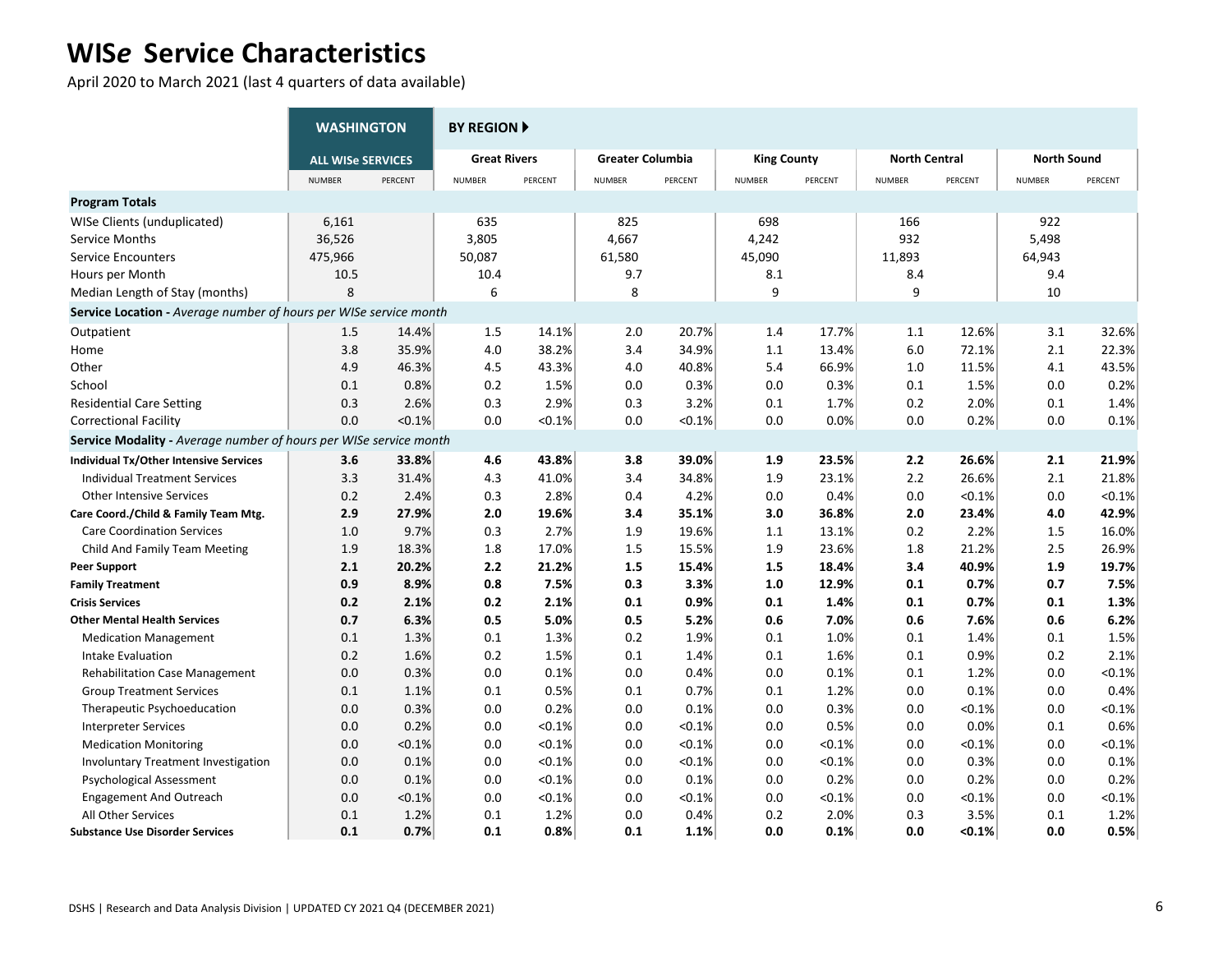# WISe Service Characteristics

April 2020 to March 2021 (last 4 quarters of data available)

| | WASHINGTON | | BY REGION | | | | | | | | | |
|---|---|---|---|---|---|---|---|---|---|---|---|---|
| | ALL WISe SERVICES | | Great Rivers | | Greater Columbia | | King County | | North Central | | North Sound | |
| | NUMBER | PERCENT | NUMBER | PERCENT | NUMBER | PERCENT | NUMBER | PERCENT | NUMBER | PERCENT | NUMBER | PERCENT |
| **Program Totals** | | | | | | | | | | | | |
| WISe Clients (unduplicated) | 6,161 | | 635 | | 825 | | 698 | | 166 | | 922 | |
| Service Months | 36,526 | | 3,805 | | 4,667 | | 4,242 | | 932 | | 5,498 | |
| Service Encounters | 475,966 | | 50,087 | | 61,580 | | 45,090 | | 11,893 | | 64,943 | |
| Hours per Month | 10.5 | | 10.4 | | 9.7 | | 8.1 | | 8.4 | | 9.4 | |
| Median Length of Stay (months) | 8 | | 6 | | 8 | | 9 | | 9 | | 10 | |
| **Service Location -** *Average number of hours per WISe service month* | | | | | | | | | | | | |
| Outpatient | 1.5 | 14.4% | 1.5 | 14.1% | 2.0 | 20.7% | 1.4 | 17.7% | 1.1 | 12.6% | 3.1 | 32.6% |
| Home | 3.8 | 35.9% | 4.0 | 38.2% | 3.4 | 34.9% | 1.1 | 13.4% | 6.0 | 72.1% | 2.1 | 22.3% |
| Other | 4.9 | 46.3% | 4.5 | 43.3% | 4.0 | 40.8% | 5.4 | 66.9% | 1.0 | 11.5% | 4.1 | 43.5% |
| School | 0.1 | 0.8% | 0.2 | 1.5% | 0.0 | 0.3% | 0.0 | 0.3% | 0.1 | 1.5% | 0.0 | 0.2% |
| Residential Care Setting | 0.3 | 2.6% | 0.3 | 2.9% | 0.3 | 3.2% | 0.1 | 1.7% | 0.2 | 2.0% | 0.1 | 1.4% |
| Correctional Facility | 0.0 | <0.1% | 0.0 | <0.1% | 0.0 | <0.1% | 0.0 | 0.0% | 0.0 | 0.2% | 0.0 | 0.1% |
| **Service Modality -** *Average number of hours per WISe service month* | | | | | | | | | | | | |
| **Individual Tx/Other Intensive Services** | **3.6** | **33.8%** | **4.6** | **43.8%** | **3.8** | **39.0%** | **1.9** | **23.5%** | **2.2** | **26.6%** | **2.1** | **21.9%** |
| Individual Treatment Services | 3.3 | 31.4% | 4.3 | 41.0% | 3.4 | 34.8% | 1.9 | 23.1% | 2.2 | 26.6% | 2.1 | 21.8% |
| Other Intensive Services | 0.2 | 2.4% | 0.3 | 2.8% | 0.4 | 4.2% | 0.0 | 0.4% | 0.0 | <0.1% | 0.0 | <0.1% |
| **Care Coord./Child & Family Team Mtg.** | **2.9** | **27.9%** | **2.0** | **19.6%** | **3.4** | **35.1%** | **3.0** | **36.8%** | **2.0** | **23.4%** | **4.0** | **42.9%** |
| Care Coordination Services | 1.0 | 9.7% | 0.3 | 2.7% | 1.9 | 19.6% | 1.1 | 13.1% | 0.2 | 2.2% | 1.5 | 16.0% |
| Child And Family Team Meeting | 1.9 | 18.3% | 1.8 | 17.0% | 1.5 | 15.5% | 1.9 | 23.6% | 1.8 | 21.2% | 2.5 | 26.9% |
| **Peer Support** | **2.1** | **20.2%** | **2.2** | **21.2%** | **1.5** | **15.4%** | **1.5** | **18.4%** | **3.4** | **40.9%** | **1.9** | **19.7%** |
| **Family Treatment** | **0.9** | **8.9%** | **0.8** | **7.5%** | **0.3** | **3.3%** | **1.0** | **12.9%** | **0.1** | **0.7%** | **0.7** | **7.5%** |
| **Crisis Services** | **0.2** | **2.1%** | **0.2** | **2.1%** | **0.1** | **0.9%** | **0.1** | **1.4%** | **0.1** | **0.7%** | **0.1** | **1.3%** |
| **Other Mental Health Services** | **0.7** | **6.3%** | **0.5** | **5.0%** | **0.5** | **5.2%** | **0.6** | **7.0%** | **0.6** | **7.6%** | **0.6** | **6.2%** |
| Medication Management | 0.1 | 1.3% | 0.1 | 1.3% | 0.2 | 1.9% | 0.1 | 1.0% | 0.1 | 1.4% | 0.1 | 1.5% |
| Intake Evaluation | 0.2 | 1.6% | 0.2 | 1.5% | 0.1 | 1.4% | 0.1 | 1.6% | 0.1 | 0.9% | 0.2 | 2.1% |
| Rehabilitation Case Management | 0.0 | 0.3% | 0.0 | 0.1% | 0.0 | 0.4% | 0.0 | 0.1% | 0.1 | 1.2% | 0.0 | <0.1% |
| Group Treatment Services | 0.1 | 1.1% | 0.1 | 0.5% | 0.1 | 0.7% | 0.1 | 1.2% | 0.0 | 0.1% | 0.0 | 0.4% |
| Therapeutic Psychoeducation | 0.0 | 0.3% | 0.0 | 0.2% | 0.0 | 0.1% | 0.0 | 0.3% | 0.0 | <0.1% | 0.0 | <0.1% |
| Interpreter Services | 0.0 | 0.2% | 0.0 | <0.1% | 0.0 | <0.1% | 0.0 | 0.5% | 0.0 | 0.0% | 0.1 | 0.6% |
| Medication Monitoring | 0.0 | <0.1% | 0.0 | <0.1% | 0.0 | <0.1% | 0.0 | <0.1% | 0.0 | <0.1% | 0.0 | <0.1% |
| Involuntary Treatment Investigation | 0.0 | 0.1% | 0.0 | <0.1% | 0.0 | <0.1% | 0.0 | <0.1% | 0.0 | 0.3% | 0.0 | 0.1% |
| Psychological Assessment | 0.0 | 0.1% | 0.0 | <0.1% | 0.0 | 0.1% | 0.0 | 0.2% | 0.0 | 0.2% | 0.0 | 0.2% |
| Engagement And Outreach | 0.0 | <0.1% | 0.0 | <0.1% | 0.0 | <0.1% | 0.0 | <0.1% | 0.0 | <0.1% | 0.0 | <0.1% |
| All Other Services | 0.1 | 1.2% | 0.1 | 1.2% | 0.0 | 0.4% | 0.2 | 2.0% | 0.3 | 3.5% | 0.1 | 1.2% |
| **Substance Use Disorder Services** | **0.1** | **0.7%** | **0.1** | **0.8%** | **0.1** | **1.1%** | **0.0** | **0.1%** | **0.0** | **<0.1%** | **0.0** | **0.5%** |

DSHS | Research and Data Analysis Division | UPDATED CY 2021 Q4 (DECEMBER 2021)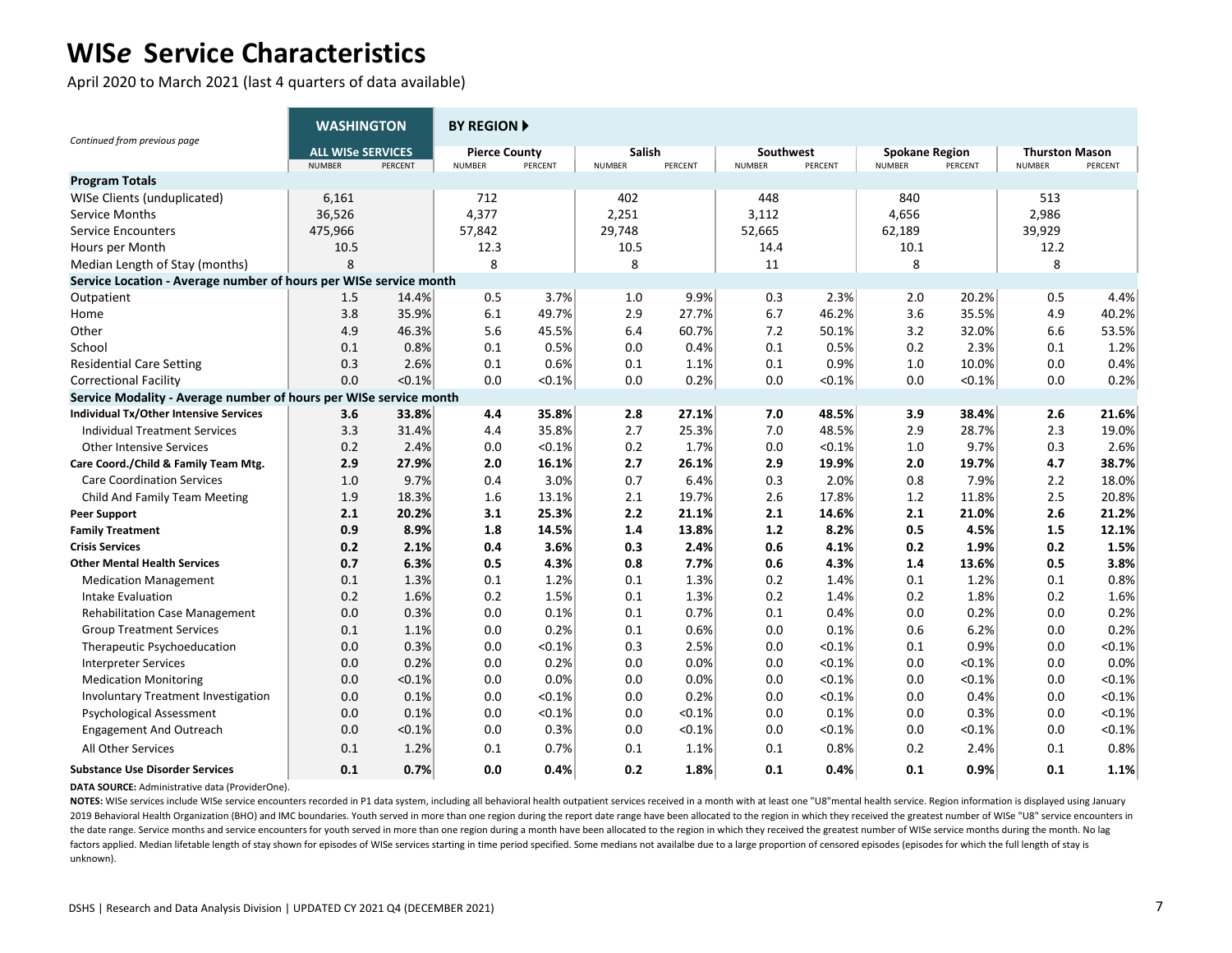# WIS*e* Service Characteristics

April 2020 to March 2021 (last 4 quarters of data available)

| *Continued from previous page* | WASHINGTON | | BY REGION ▶ | | | | | | | | | |
|---|---|---|---|---|---|---|---|---|---|---|---|---|
| | ALL WISe SERVICES | | Pierce County | | Salish | | Southwest | | Spokane Region | | Thurston Mason | |
| | NUMBER | PERCENT | NUMBER | PERCENT | NUMBER | PERCENT | NUMBER | PERCENT | NUMBER | PERCENT | NUMBER | PERCENT |
| **Program Totals** | | | | | | | | | | | | |
| WISe Clients (unduplicated) | 6,161 | | 712 | | 402 | | 448 | | 840 | | 513 | |
| Service Months | 36,526 | | 4,377 | | 2,251 | | 3,112 | | 4,656 | | 2,986 | |
| Service Encounters | 475,966 | | 57,842 | | 29,748 | | 52,665 | | 62,189 | | 39,929 | |
| Hours per Month | 10.5 | | 12.3 | | 10.5 | | 14.4 | | 10.1 | | 12.2 | |
| Median Length of Stay (months) | 8 | | 8 | | 8 | | 11 | | 8 | | 8 | |
| **Service Location - Average number of hours per WISe service month** | | | | | | | | | | | | |
| Outpatient | 1.5 | 14.4% | 0.5 | 3.7% | 1.0 | 9.9% | 0.3 | 2.3% | 2.0 | 20.2% | 0.5 | 4.4% |
| Home | 3.8 | 35.9% | 6.1 | 49.7% | 2.9 | 27.7% | 6.7 | 46.2% | 3.6 | 35.5% | 4.9 | 40.2% |
| Other | 4.9 | 46.3% | 5.6 | 45.5% | 6.4 | 60.7% | 7.2 | 50.1% | 3.2 | 32.0% | 6.6 | 53.5% |
| School | 0.1 | 0.8% | 0.1 | 0.5% | 0.0 | 0.4% | 0.1 | 0.5% | 0.2 | 2.3% | 0.1 | 1.2% |
| Residential Care Setting | 0.3 | 2.6% | 0.1 | 0.6% | 0.1 | 1.1% | 0.1 | 0.9% | 1.0 | 10.0% | 0.0 | 0.4% |
| Correctional Facility | 0.0 | <0.1% | 0.0 | <0.1% | 0.0 | 0.2% | 0.0 | <0.1% | 0.0 | <0.1% | 0.0 | 0.2% |
| **Service Modality - Average number of hours per WISe service month** | | | | | | | | | | | | |
| **Individual Tx/Other Intensive Services** | **3.6** | **33.8%** | **4.4** | **35.8%** | **2.8** | **27.1%** | **7.0** | **48.5%** | **3.9** | **38.4%** | **2.6** | **21.6%** |
| Individual Treatment Services | 3.3 | 31.4% | 4.4 | 35.8% | 2.7 | 25.3% | 7.0 | 48.5% | 2.9 | 28.7% | 2.3 | 19.0% |
| Other Intensive Services | 0.2 | 2.4% | 0.0 | <0.1% | 0.2 | 1.7% | 0.0 | <0.1% | 1.0 | 9.7% | 0.3 | 2.6% |
| **Care Coord./Child & Family Team Mtg.** | **2.9** | **27.9%** | **2.0** | **16.1%** | **2.7** | **26.1%** | **2.9** | **19.9%** | **2.0** | **19.7%** | **4.7** | **38.7%** |
| Care Coordination Services | 1.0 | 9.7% | 0.4 | 3.0% | 0.7 | 6.4% | 0.3 | 2.0% | 0.8 | 7.9% | 2.2 | 18.0% |
| Child And Family Team Meeting | 1.9 | 18.3% | 1.6 | 13.1% | 2.1 | 19.7% | 2.6 | 17.8% | 1.2 | 11.8% | 2.5 | 20.8% |
| **Peer Support** | **2.1** | **20.2%** | **3.1** | **25.3%** | **2.2** | **21.1%** | **2.1** | **14.6%** | **2.1** | **21.0%** | **2.6** | **21.2%** |
| **Family Treatment** | **0.9** | **8.9%** | **1.8** | **14.5%** | **1.4** | **13.8%** | **1.2** | **8.2%** | **0.5** | **4.5%** | **1.5** | **12.1%** |
| **Crisis Services** | **0.2** | **2.1%** | **0.4** | **3.6%** | **0.3** | **2.4%** | **0.6** | **4.1%** | **0.2** | **1.9%** | **0.2** | **1.5%** |
| **Other Mental Health Services** | **0.7** | **6.3%** | **0.5** | **4.3%** | **0.8** | **7.7%** | **0.6** | **4.3%** | **1.4** | **13.6%** | **0.5** | **3.8%** |
| Medication Management | 0.1 | 1.3% | 0.1 | 1.2% | 0.1 | 1.3% | 0.2 | 1.4% | 0.1 | 1.2% | 0.1 | 0.8% |
| Intake Evaluation | 0.2 | 1.6% | 0.2 | 1.5% | 0.1 | 1.3% | 0.2 | 1.4% | 0.2 | 1.8% | 0.2 | 1.6% |
| Rehabilitation Case Management | 0.0 | 0.3% | 0.0 | 0.1% | 0.1 | 0.7% | 0.1 | 0.4% | 0.0 | 0.2% | 0.0 | 0.2% |
| Group Treatment Services | 0.1 | 1.1% | 0.0 | 0.2% | 0.1 | 0.6% | 0.0 | 0.1% | 0.6 | 6.2% | 0.0 | 0.2% |
| Therapeutic Psychoeducation | 0.0 | 0.3% | 0.0 | <0.1% | 0.3 | 2.5% | 0.0 | <0.1% | 0.1 | 0.9% | 0.0 | <0.1% |
| Interpreter Services | 0.0 | 0.2% | 0.0 | 0.2% | 0.0 | 0.0% | 0.0 | <0.1% | 0.0 | <0.1% | 0.0 | 0.0% |
| Medication Monitoring | 0.0 | <0.1% | 0.0 | 0.0% | 0.0 | 0.0% | 0.0 | <0.1% | 0.0 | <0.1% | 0.0 | <0.1% |
| Involuntary Treatment Investigation | 0.0 | 0.1% | 0.0 | <0.1% | 0.0 | 0.2% | 0.0 | <0.1% | 0.0 | 0.4% | 0.0 | <0.1% |
| Psychological Assessment | 0.0 | 0.1% | 0.0 | <0.1% | 0.0 | <0.1% | 0.0 | 0.1% | 0.0 | 0.3% | 0.0 | <0.1% |
| Engagement And Outreach | 0.0 | <0.1% | 0.0 | 0.3% | 0.0 | <0.1% | 0.0 | <0.1% | 0.0 | <0.1% | 0.0 | <0.1% |
| All Other Services | 0.1 | 1.2% | 0.1 | 0.7% | 0.1 | 1.1% | 0.1 | 0.8% | 0.2 | 2.4% | 0.1 | 0.8% |
| **Substance Use Disorder Services** | **0.1** | **0.7%** | **0.0** | **0.4%** | **0.2** | **1.8%** | **0.1** | **0.4%** | **0.1** | **0.9%** | **0.1** | **1.1%** |

**DATA SOURCE:** Administrative data (ProviderOne).

**NOTES:** WISe services include WISe service encounters recorded in P1 data system, including all behavioral health outpatient services received in a month with at least one "U8"mental health service. Region information is displayed using January 2019 Behavioral Health Organization (BHO) and IMC boundaries. Youth served in more than one region during the report date range have been allocated to the region in which they received the greatest number of WISe "U8" service encounters in the date range. Service months and service encounters for youth served in more than one region during a month have been allocated to the region in which they received the greatest number of WISe service months during the month. No lag factors applied. Median lifetable length of stay shown for episodes of WISe services starting in time period specified. Some medians not availalbe due to a large proportion of censored episodes (episodes for which the full length of stay is unknown).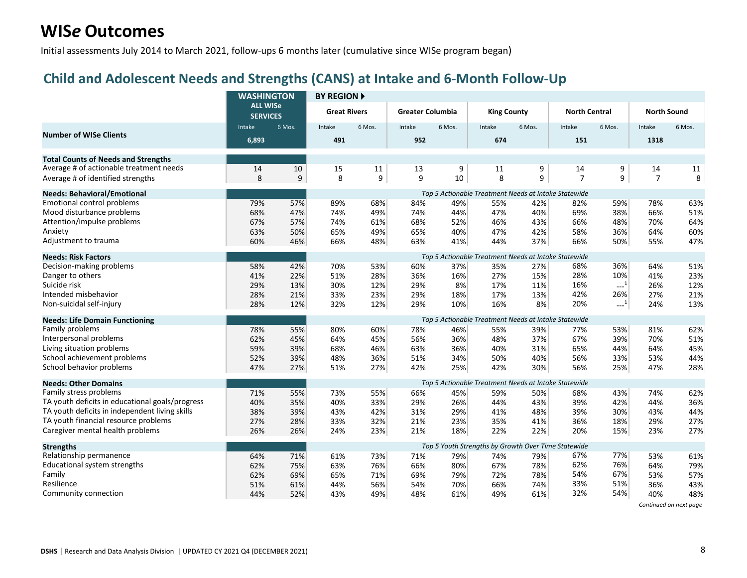# WIS*e* Outcomes

Initial assessments July 2014 to March 2021, follow-ups 6 months later (cumulative since WISe program began)

## Child and Adolescent Needs and Strengths (CANS) at Intake and 6-Month Follow-Up

| | WASHINGTON ALL WISe SERVICES | | BY REGION ▸ Great Rivers | | Greater Columbia | | King County | | North Central | | North Sound | |
|---|---|---|---|---|---|---|---|---|---|---|---|---|
| | Intake | 6 Mos. | Intake | 6 Mos. | Intake | 6 Mos. | Intake | 6 Mos. | Intake | 6 Mos. | Intake | 6 Mos. |
| **Number of WISe Clients** | 6,893 | | 491 | | 952 | | 674 | | 151 | | 1318 | |
| **Total Counts of Needs and Strengths** | | | | | | | | | | | | |
| Average # of actionable treatment needs | 14 | 10 | 15 | 11 | 13 | 9 | 11 | 9 | 14 | 9 | 14 | 11 |
| Average # of identified strengths | 8 | 9 | 8 | 9 | 9 | 10 | 8 | 9 | 7 | 9 | 7 | 8 |
| **Needs: Behavioral/Emotional** | | | *Top 5 Actionable Treatment Needs at Intake Statewide* | | | | | | | | | |
| Emotional control problems | 79% | 57% | 89% | 68% | 84% | 49% | 55% | 42% | 82% | 59% | 78% | 63% |
| Mood disturbance problems | 68% | 47% | 74% | 49% | 74% | 44% | 47% | 40% | 69% | 38% | 66% | 51% |
| Attention/impulse problems | 67% | 57% | 74% | 61% | 68% | 52% | 46% | 43% | 66% | 48% | 70% | 64% |
| Anxiety | 63% | 50% | 65% | 49% | 65% | 40% | 47% | 42% | 58% | 36% | 64% | 60% |
| Adjustment to trauma | 60% | 46% | 66% | 48% | 63% | 41% | 44% | 37% | 66% | 50% | 55% | 47% |
| **Needs: Risk Factors** | | | *Top 5 Actionable Treatment Needs at Intake Statewide* | | | | | | | | | |
| Decision-making problems | 58% | 42% | 70% | 53% | 60% | 37% | 35% | 27% | 68% | 36% | 64% | 51% |
| Danger to others | 41% | 22% | 51% | 28% | 36% | 16% | 27% | 15% | 28% | 10% | 41% | 23% |
| Suicide risk | 29% | 13% | 30% | 12% | 29% | 8% | 17% | 11% | 16% | ---[1] | 26% | 12% |
| Intended misbehavior | 28% | 21% | 33% | 23% | 29% | 18% | 17% | 13% | 42% | 26% | 27% | 21% |
| Non-suicidal self-injury | 28% | 12% | 32% | 12% | 29% | 10% | 16% | 8% | 20% | ---[1] | 24% | 13% |
| **Needs: Life Domain Functioning** | | | *Top 5 Actionable Treatment Needs at Intake Statewide* | | | | | | | | | |
| Family problems | 78% | 55% | 80% | 60% | 78% | 46% | 55% | 39% | 77% | 53% | 81% | 62% |
| Interpersonal problems | 62% | 45% | 64% | 45% | 56% | 36% | 48% | 37% | 67% | 39% | 70% | 51% |
| Living situation problems | 59% | 39% | 68% | 46% | 63% | 36% | 40% | 31% | 65% | 44% | 64% | 45% |
| School achievement problems | 52% | 39% | 48% | 36% | 51% | 34% | 50% | 40% | 56% | 33% | 53% | 44% |
| School behavior problems | 47% | 27% | 51% | 27% | 42% | 25% | 42% | 30% | 56% | 25% | 47% | 28% |
| **Needs: Other Domains** | | | *Top 5 Actionable Treatment Needs at Intake Statewide* | | | | | | | | | |
| Family stress problems | 71% | 55% | 73% | 55% | 66% | 45% | 59% | 50% | 68% | 43% | 74% | 62% |
| TA youth deficits in educational goals/progress | 40% | 35% | 40% | 33% | 29% | 26% | 44% | 43% | 39% | 42% | 44% | 36% |
| TA youth deficits in independent living skills | 38% | 39% | 43% | 42% | 31% | 29% | 41% | 48% | 39% | 30% | 43% | 44% |
| TA youth financial resource problems | 27% | 28% | 33% | 32% | 21% | 23% | 35% | 41% | 36% | 18% | 29% | 27% |
| Caregiver mental health problems | 26% | 26% | 24% | 23% | 21% | 18% | 22% | 22% | 20% | 15% | 23% | 27% |
| **Strengths** | | | *Top 5 Youth Strengths by Growth Over Time Statewide* | | | | | | | | | |
| Relationship permanence | 64% | 71% | 61% | 73% | 71% | 79% | 74% | 79% | 67% | 77% | 53% | 61% |
| Educational system strengths | 62% | 75% | 63% | 76% | 66% | 80% | 67% | 78% | 62% | 76% | 64% | 79% |
| Family | 62% | 69% | 65% | 71% | 69% | 79% | 72% | 78% | 54% | 67% | 53% | 57% |
| Resilience | 51% | 61% | 44% | 56% | 54% | 70% | 66% | 74% | 33% | 51% | 36% | 43% |
| Community connection | 44% | 52% | 43% | 49% | 48% | 61% | 49% | 61% | 32% | 54% | 40% | 48% |

*Continued on next page*

**DSHS** | Research and Data Analysis Division | UPDATED CY 2021 Q4 (DECEMBER 2021)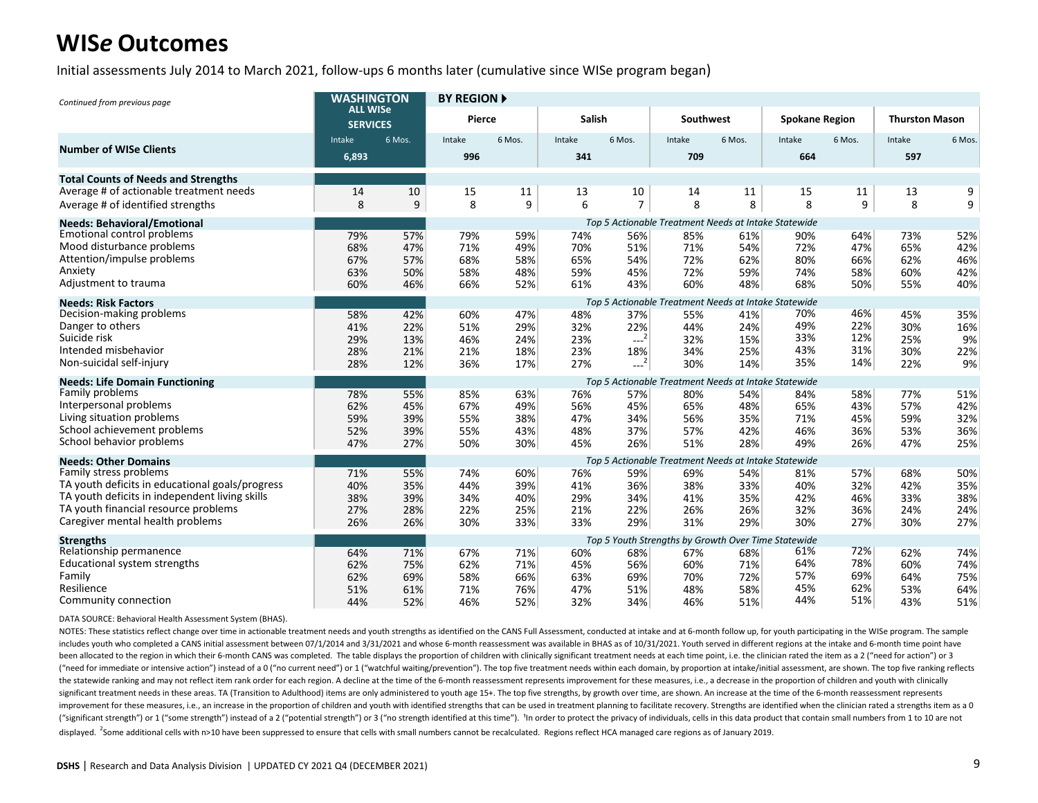# WIS*e* Outcomes

Initial assessments July 2014 to March 2021, follow-ups 6 months later (cumulative since WISe program began)

*Continued from previous page*

| | WASHINGTON ALL WISe SERVICES | | BY REGION ▶ Pierce | | Salish | | Southwest | | Spokane Region | | Thurston Mason | |
|---|---|---|---|---|---|---|---|---|---|---|---|---|
| | Intake | 6 Mos. | Intake | 6 Mos. | Intake | 6 Mos. | Intake | 6 Mos. | Intake | 6 Mos. | Intake | 6 Mos. |
| **Number of WISe Clients** | 6,893 | | 996 | | 341 | | 709 | | 664 | | 597 | |
| **Total Counts of Needs and Strengths** | | | | | | | | | | | | |
| Average # of actionable treatment needs | 14 | 10 | 15 | 11 | 13 | 10 | 14 | 11 | 15 | 11 | 13 | 9 |
| Average # of identified strengths | 8 | 9 | 8 | 9 | 6 | 7 | 8 | 8 | 8 | 9 | 8 | 9 |
| **Needs: Behavioral/Emotional** | | | *Top 5 Actionable Treatment Needs at Intake Statewide* | | | | | | | | | |
| Emotional control problems | 79% | 57% | 79% | 59% | 74% | 56% | 85% | 61% | 90% | 64% | 73% | 52% |
| Mood disturbance problems | 68% | 47% | 71% | 49% | 70% | 51% | 71% | 54% | 72% | 47% | 65% | 42% |
| Attention/impulse problems | 67% | 57% | 68% | 58% | 65% | 54% | 72% | 62% | 80% | 66% | 62% | 46% |
| Anxiety | 63% | 50% | 58% | 48% | 59% | 45% | 72% | 59% | 74% | 58% | 60% | 42% |
| Adjustment to trauma | 60% | 46% | 66% | 52% | 61% | 43% | 60% | 48% | 68% | 50% | 55% | 40% |
| **Needs: Risk Factors** | | | *Top 5 Actionable Treatment Needs at Intake Statewide* | | | | | | | | | |
| Decision-making problems | 58% | 42% | 60% | 47% | 48% | 37% | 55% | 41% | 70% | 46% | 45% | 35% |
| Danger to others | 41% | 22% | 51% | 29% | 32% | 22% | 44% | 24% | 49% | 22% | 30% | 16% |
| Suicide risk | 29% | 13% | 46% | 24% | 23% | ---[2] | 32% | 15% | 33% | 12% | 25% | 9% |
| Intended misbehavior | 28% | 21% | 21% | 18% | 23% | 18% | 34% | 25% | 43% | 31% | 30% | 22% |
| Non-suicidal self-injury | 28% | 12% | 36% | 17% | 27% | ---[2] | 30% | 14% | 35% | 14% | 22% | 9% |
| **Needs: Life Domain Functioning** | | | *Top 5 Actionable Treatment Needs at Intake Statewide* | | | | | | | | | |
| Family problems | 78% | 55% | 85% | 63% | 76% | 57% | 80% | 54% | 84% | 58% | 77% | 51% |
| Interpersonal problems | 62% | 45% | 67% | 49% | 56% | 45% | 65% | 48% | 65% | 43% | 57% | 42% |
| Living situation problems | 59% | 39% | 55% | 38% | 47% | 34% | 56% | 35% | 71% | 45% | 59% | 32% |
| School achievement problems | 52% | 39% | 55% | 43% | 48% | 37% | 57% | 42% | 46% | 36% | 53% | 36% |
| School behavior problems | 47% | 27% | 50% | 30% | 45% | 26% | 51% | 28% | 49% | 26% | 47% | 25% |
| **Needs: Other Domains** | | | *Top 5 Actionable Treatment Needs at Intake Statewide* | | | | | | | | | |
| Family stress problems | 71% | 55% | 74% | 60% | 76% | 59% | 69% | 54% | 81% | 57% | 68% | 50% |
| TA youth deficits in educational goals/progress | 40% | 35% | 44% | 39% | 41% | 36% | 38% | 33% | 40% | 32% | 42% | 35% |
| TA youth deficits in independent living skills | 38% | 39% | 34% | 40% | 29% | 34% | 41% | 35% | 42% | 46% | 33% | 38% |
| TA youth financial resource problems | 27% | 28% | 22% | 25% | 21% | 22% | 26% | 26% | 32% | 36% | 24% | 24% |
| Caregiver mental health problems | 26% | 26% | 30% | 33% | 33% | 29% | 31% | 29% | 30% | 27% | 30% | 27% |
| **Strengths** | | | *Top 5 Youth Strengths by Growth Over Time Statewide* | | | | | | | | | |
| Relationship permanence | 64% | 71% | 67% | 71% | 60% | 68% | 67% | 68% | 61% | 72% | 62% | 74% |
| Educational system strengths | 62% | 75% | 62% | 71% | 45% | 56% | 60% | 71% | 64% | 78% | 60% | 74% |
| Family | 62% | 69% | 58% | 66% | 63% | 69% | 70% | 72% | 57% | 69% | 64% | 75% |
| Resilience | 51% | 61% | 71% | 76% | 47% | 51% | 48% | 58% | 45% | 62% | 53% | 64% |
| Community connection | 44% | 52% | 46% | 52% | 32% | 34% | 46% | 51% | 44% | 51% | 43% | 51% |

DATA SOURCE: Behavioral Health Assessment System (BHAS).

NOTES: These statistics reflect change over time in actionable treatment needs and youth strengths as identified on the CANS Full Assessment, conducted at intake and at 6-month follow up, for youth participating in the WISe program. The sample includes youth who completed a CANS initial assessment between 07/1/2014 and 3/31/2021 and whose 6-month reassessment was available in BHAS as of 10/31/2021. Youth served in different regions at the intake and 6-month time point have been allocated to the region in which their 6-month CANS was completed. The table displays the proportion of children with clinically significant treatment needs at each time point, i.e. the clinician rated the item as a 2 ("need for action") or 3 ("need for immediate or intensive action") instead of a 0 ("no current need") or 1 ("watchful waiting/prevention"). The top five treatment needs within each domain, by proportion at intake/initial assessment, are shown. The top five ranking reflects the statewide ranking and may not reflect item rank order for each region. A decline at the time of the 6-month reassessment represents improvement for these measures, i.e., a decrease in the proportion of children and youth with clinically significant treatment needs in these areas. TA (Transition to Adulthood) items are only administered to youth age 15+. The top five strengths, by growth over time, are shown. An increase at the time of the 6-month reassessment represents improvement for these measures, i.e., an increase in the proportion of children and youth with identified strengths that can be used in treatment planning to facilitate recovery. Strengths are identified when the clinician rated a strengths item as a 0 ("significant strength") or 1 ("some strength") instead of a 2 ("potential strength") or 3 ("no strength identified at this time"). [1]In order to protect the privacy of individuals, cells in this data product that contain small numbers from 1 to 10 are not displayed. [2]Some additional cells with n>10 have been suppressed to ensure that cells with small numbers cannot be recalculated. Regions reflect HCA managed care regions as of January 2019.

**DSHS** | Research and Data Analysis Division | UPDATED CY 2021 Q4 (DECEMBER 2021)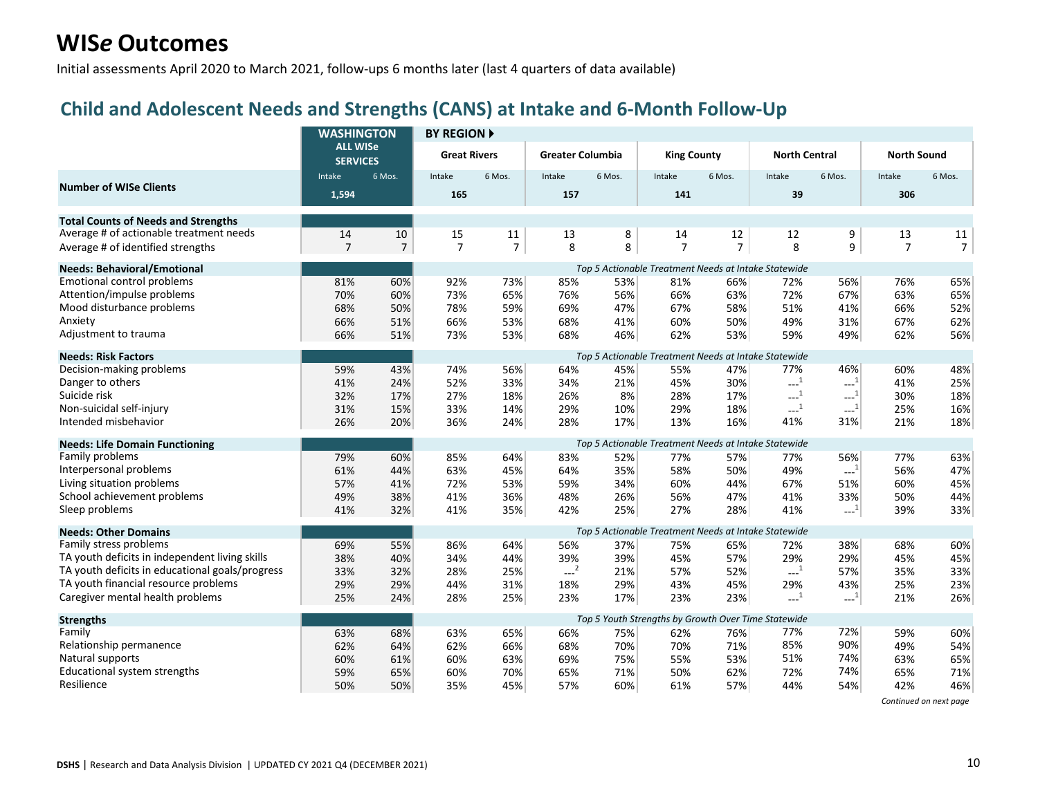# WIS*e* Outcomes

Initial assessments April 2020 to March 2021, follow-ups 6 months later (last 4 quarters of data available)

## Child and Adolescent Needs and Strengths (CANS) at Intake and 6-Month Follow-Up

| | WASHINGTON ALL WISe SERVICES | | BY REGION ▸ Great Rivers | | Greater Columbia | | King County | | North Central | | North Sound | |
|---|---|---|---|---|---|---|---|---|---|---|---|---|
| | Intake | 6 Mos. | Intake | 6 Mos. | Intake | 6 Mos. | Intake | 6 Mos. | Intake | 6 Mos. | Intake | 6 Mos. |
| **Number of WISe Clients** | 1,594 | | 165 | | 157 | | 141 | | 39 | | 306 | |
| **Total Counts of Needs and Strengths** | | | | | | | | | | | | |
| Average # of actionable treatment needs | 14 | 10 | 15 | 11 | 13 | 8 | 14 | 12 | 12 | 9 | 13 | 11 |
| Average # of identified strengths | 7 | 7 | 7 | 7 | 8 | 8 | 7 | 7 | 8 | 9 | 7 | 7 |
| **Needs: Behavioral/Emotional** | | | *Top 5 Actionable Treatment Needs at Intake Statewide* | | | | | | | | | |
| Emotional control problems | 81% | 60% | 92% | 73% | 85% | 53% | 81% | 66% | 72% | 56% | 76% | 65% |
| Attention/impulse problems | 70% | 60% | 73% | 65% | 76% | 56% | 66% | 63% | 72% | 67% | 63% | 65% |
| Mood disturbance problems | 68% | 50% | 78% | 59% | 69% | 47% | 67% | 58% | 51% | 41% | 66% | 52% |
| Anxiety | 66% | 51% | 66% | 53% | 68% | 41% | 60% | 50% | 49% | 31% | 67% | 62% |
| Adjustment to trauma | 66% | 51% | 73% | 53% | 68% | 46% | 62% | 53% | 59% | 49% | 62% | 56% |
| **Needs: Risk Factors** | | | *Top 5 Actionable Treatment Needs at Intake Statewide* | | | | | | | | | |
| Decision-making problems | 59% | 43% | 74% | 56% | 64% | 45% | 55% | 47% | 77% | 46% | 60% | 48% |
| Danger to others | 41% | 24% | 52% | 33% | 34% | 21% | 45% | 30% | ---[1] | ---[1] | 41% | 25% |
| Suicide risk | 32% | 17% | 27% | 18% | 26% | 8% | 28% | 17% | ---[1] | ---[1] | 30% | 18% |
| Non-suicidal self-injury | 31% | 15% | 33% | 14% | 29% | 10% | 29% | 18% | ---[1] | ---[1] | 25% | 16% |
| Intended misbehavior | 26% | 20% | 36% | 24% | 28% | 17% | 13% | 16% | 41% | 31% | 21% | 18% |
| **Needs: Life Domain Functioning** | | | *Top 5 Actionable Treatment Needs at Intake Statewide* | | | | | | | | | |
| Family problems | 79% | 60% | 85% | 64% | 83% | 52% | 77% | 57% | 77% | 56% | 77% | 63% |
| Interpersonal problems | 61% | 44% | 63% | 45% | 64% | 35% | 58% | 50% | 49% | ---[1] | 56% | 47% |
| Living situation problems | 57% | 41% | 72% | 53% | 59% | 34% | 60% | 44% | 67% | 51% | 60% | 45% |
| School achievement problems | 49% | 38% | 41% | 36% | 48% | 26% | 56% | 47% | 41% | 33% | 50% | 44% |
| Sleep problems | 41% | 32% | 41% | 35% | 42% | 25% | 27% | 28% | 41% | ---[1] | 39% | 33% |
| **Needs: Other Domains** | | | *Top 5 Actionable Treatment Needs at Intake Statewide* | | | | | | | | | |
| Family stress problems | 69% | 55% | 86% | 64% | 56% | 37% | 75% | 65% | 72% | 38% | 68% | 60% |
| TA youth deficits in independent living skills | 38% | 40% | 34% | 44% | 39% | 39% | 45% | 57% | 29% | 29% | 45% | 45% |
| TA youth deficits in educational goals/progress | 33% | 32% | 28% | 25% | ---[2] | 21% | 57% | 52% | ---[1] | 57% | 35% | 33% |
| TA youth financial resource problems | 29% | 29% | 44% | 31% | 18% | 29% | 43% | 45% | 29% | 43% | 25% | 23% |
| Caregiver mental health problems | 25% | 24% | 28% | 25% | 23% | 17% | 23% | 23% | ---[1] | ---[1] | 21% | 26% |
| **Strengths** | | | *Top 5 Youth Strengths by Growth Over Time Statewide* | | | | | | | | | |
| Family | 63% | 68% | 63% | 65% | 66% | 75% | 62% | 76% | 77% | 72% | 59% | 60% |
| Relationship permanence | 62% | 64% | 62% | 66% | 68% | 70% | 70% | 71% | 85% | 90% | 49% | 54% |
| Natural supports | 60% | 61% | 60% | 63% | 69% | 75% | 55% | 53% | 51% | 74% | 63% | 65% |
| Educational system strengths | 59% | 65% | 60% | 70% | 65% | 71% | 50% | 62% | 72% | 74% | 65% | 71% |
| Resilience | 50% | 50% | 35% | 45% | 57% | 60% | 61% | 57% | 44% | 54% | 42% | 46% |

*Continued on next page*

**DSHS** | Research and Data Analysis Division | UPDATED CY 2021 Q4 (DECEMBER 2021)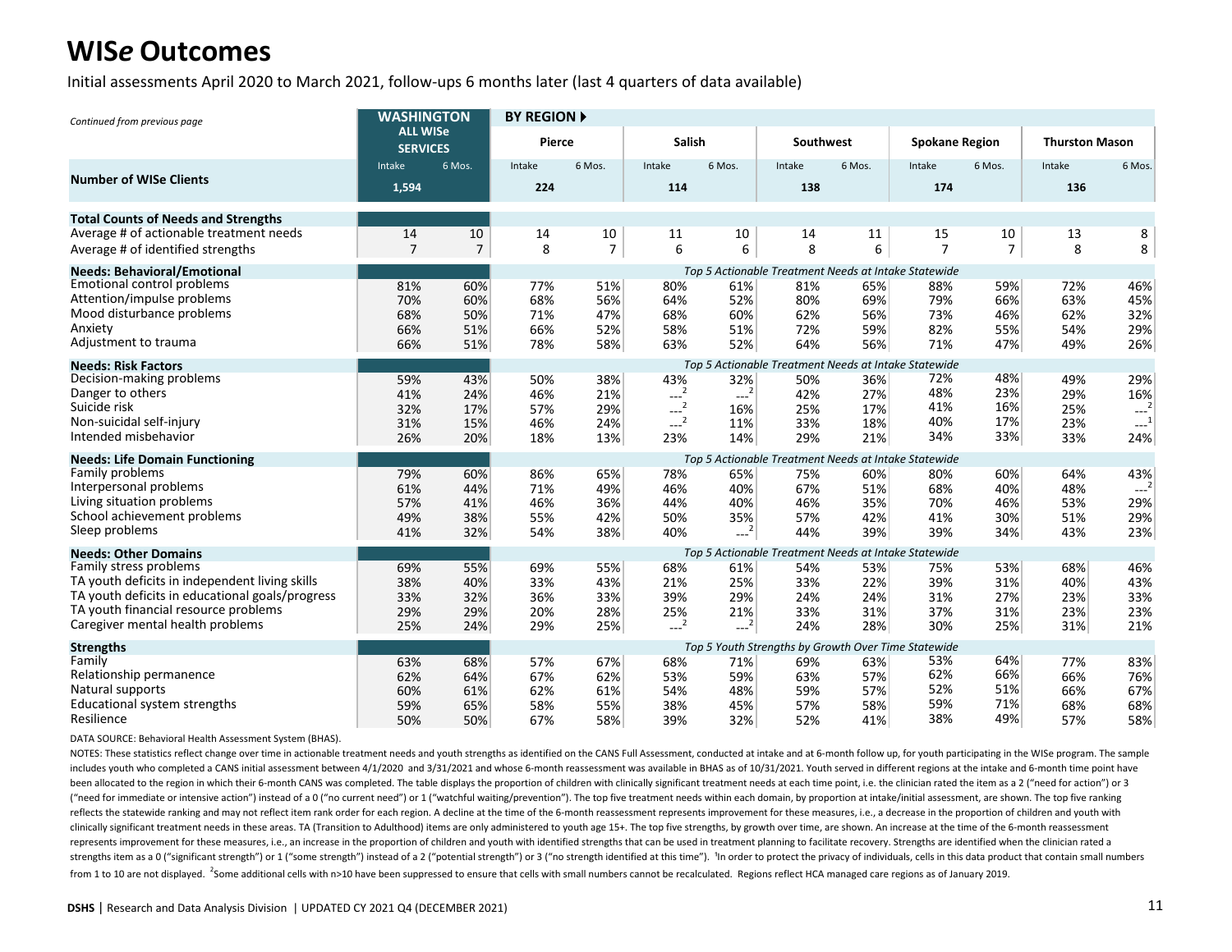# WISe Outcomes

Initial assessments April 2020 to March 2021, follow-ups 6 months later (last 4 quarters of data available)

*Continued from previous page*

| | WASHINGTON ALL WISe SERVICES | | BY REGION ▶ Pierce | | Salish | | Southwest | | Spokane Region | | Thurston Mason | |
|---|---|---|---|---|---|---|---|---|---|---|---|---|
| | Intake | 6 Mos. | Intake | 6 Mos. | Intake | 6 Mos. | Intake | 6 Mos. | Intake | 6 Mos. | Intake | 6 Mos. |
| **Number of WISe Clients** | 1,594 | | 224 | | 114 | | 138 | | 174 | | 136 | |
| **Total Counts of Needs and Strengths** | | | | | | | | | | | | |
| Average # of actionable treatment needs | 14 | 10 | 14 | 10 | 11 | 10 | 14 | 11 | 15 | 10 | 13 | 8 |
| Average # of identified strengths | 7 | 7 | 8 | 7 | 6 | 6 | 8 | 6 | 7 | 7 | 8 | 8 |
| **Needs: Behavioral/Emotional** | | | *Top 5 Actionable Treatment Needs at Intake Statewide* | | | | | | | | | |
| Emotional control problems | 81% | 60% | 77% | 51% | 80% | 61% | 81% | 65% | 88% | 59% | 72% | 46% |
| Attention/impulse problems | 70% | 60% | 68% | 56% | 64% | 52% | 80% | 69% | 79% | 66% | 63% | 45% |
| Mood disturbance problems | 68% | 50% | 71% | 47% | 68% | 60% | 62% | 56% | 73% | 46% | 62% | 32% |
| Anxiety | 66% | 51% | 66% | 52% | 58% | 51% | 72% | 59% | 82% | 55% | 54% | 29% |
| Adjustment to trauma | 66% | 51% | 78% | 58% | 63% | 52% | 64% | 56% | 71% | 47% | 49% | 26% |
| **Needs: Risk Factors** | | | *Top 5 Actionable Treatment Needs at Intake Statewide* | | | | | | | | | |
| Decision-making problems | 59% | 43% | 50% | 38% | 43% | 32% | 50% | 36% | 72% | 48% | 49% | 29% |
| Danger to others | 41% | 24% | 46% | 21% | ---[2] | ---[2] | 42% | 27% | 48% | 23% | 29% | 16% |
| Suicide risk | 32% | 17% | 57% | 29% | ---[2] | 16% | 25% | 17% | 41% | 16% | 25% | ---[2] |
| Non-suicidal self-injury | 31% | 15% | 46% | 24% | ---[2] | 11% | 33% | 18% | 40% | 17% | 23% | ---[1] |
| Intended misbehavior | 26% | 20% | 18% | 13% | 23% | 14% | 29% | 21% | 34% | 33% | 33% | 24% |
| **Needs: Life Domain Functioning** | | | *Top 5 Actionable Treatment Needs at Intake Statewide* | | | | | | | | | |
| Family problems | 79% | 60% | 86% | 65% | 78% | 65% | 75% | 60% | 80% | 60% | 64% | 43% |
| Interpersonal problems | 61% | 44% | 71% | 49% | 46% | 40% | 67% | 51% | 68% | 40% | 48% | ---[2] |
| Living situation problems | 57% | 41% | 46% | 36% | 44% | 40% | 46% | 35% | 70% | 46% | 53% | 29% |
| School achievement problems | 49% | 38% | 55% | 42% | 50% | 35% | 57% | 42% | 41% | 30% | 51% | 29% |
| Sleep problems | 41% | 32% | 54% | 38% | 40% | ---[2] | 44% | 39% | 39% | 34% | 43% | 23% |
| **Needs: Other Domains** | | | *Top 5 Actionable Treatment Needs at Intake Statewide* | | | | | | | | | |
| Family stress problems | 69% | 55% | 69% | 55% | 68% | 61% | 54% | 53% | 75% | 53% | 68% | 46% |
| TA youth deficits in independent living skills | 38% | 40% | 33% | 43% | 21% | 25% | 33% | 22% | 39% | 31% | 40% | 43% |
| TA youth deficits in educational goals/progress | 33% | 32% | 36% | 33% | 39% | 29% | 24% | 24% | 31% | 27% | 23% | 33% |
| TA youth financial resource problems | 29% | 29% | 20% | 28% | 25% | 21% | 33% | 31% | 37% | 31% | 23% | 23% |
| Caregiver mental health problems | 25% | 24% | 29% | 25% | ---[2] | ---[2] | 24% | 28% | 30% | 25% | 31% | 21% |
| **Strengths** | | | *Top 5 Youth Strengths by Growth Over Time Statewide* | | | | | | | | | |
| Family | 63% | 68% | 57% | 67% | 68% | 71% | 69% | 63% | 53% | 64% | 77% | 83% |
| Relationship permanence | 62% | 64% | 67% | 62% | 53% | 59% | 63% | 57% | 62% | 66% | 66% | 76% |
| Natural supports | 60% | 61% | 62% | 61% | 54% | 48% | 59% | 57% | 52% | 51% | 66% | 67% |
| Educational system strengths | 59% | 65% | 58% | 55% | 38% | 45% | 57% | 58% | 59% | 71% | 68% | 68% |
| Resilience | 50% | 50% | 67% | 58% | 39% | 32% | 52% | 41% | 38% | 49% | 57% | 58% |

DATA SOURCE: Behavioral Health Assessment System (BHAS).

NOTES: These statistics reflect change over time in actionable treatment needs and youth strengths as identified on the CANS Full Assessment, conducted at intake and at 6-month follow up, for youth participating in the WISe program. The sample includes youth who completed a CANS initial assessment between 4/1/2020 and 3/31/2021 and whose 6-month reassessment was available in BHAS as of 10/31/2021. Youth served in different regions at the intake and 6-month time point have been allocated to the region in which their 6-month CANS was completed. The table displays the proportion of children with clinically significant treatment needs at each time point, i.e. the clinician rated the item as a 2 ("need for action") or 3 ("need for immediate or intensive action") instead of a 0 ("no current need") or 1 ("watchful waiting/prevention"). The top five treatment needs within each domain, by proportion at intake/initial assessment, are shown. The top five ranking reflects the statewide ranking and may not reflect item rank order for each region. A decline at the time of the 6-month reassessment represents improvement for these measures, i.e., a decrease in the proportion of children and youth with clinically significant treatment needs in these areas. TA (Transition to Adulthood) items are only administered to youth age 15+. The top five strengths, by growth over time, are shown. An increase at the time of the 6-month reassessment represents improvement for these measures, i.e., an increase in the proportion of children and youth with identified strengths that can be used in treatment planning to facilitate recovery. Strengths are identified when the clinician rated a strengths item as a 0 ("significant strength") or 1 ("some strength") instead of a 2 ("potential strength") or 3 ("no strength identified at this time"). [1]In order to protect the privacy of individuals, cells in this data product that contain small numbers from 1 to 10 are not displayed. [2]Some additional cells with n>10 have been suppressed to ensure that cells with small numbers cannot be recalculated. Regions reflect HCA managed care regions as of January 2019.

**DSHS** | Research and Data Analysis Division | UPDATED CY 2021 Q4 (DECEMBER 2021)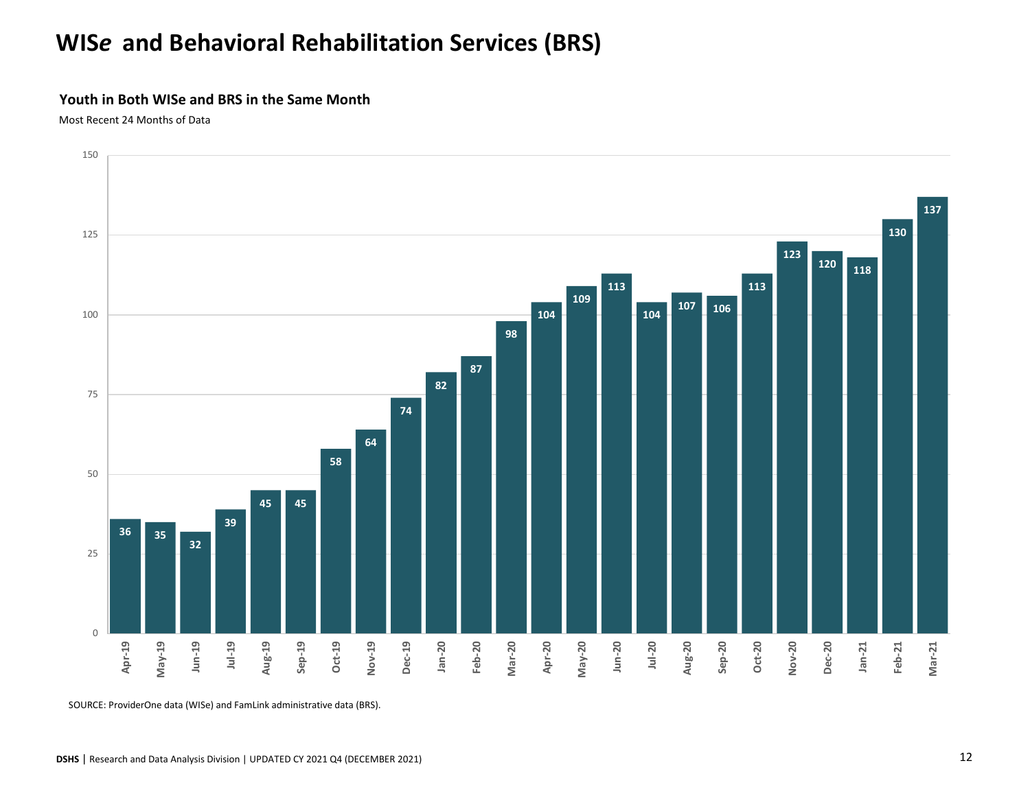# WIS*e* and Behavioral Rehabilitation Services (BRS)

**Youth in Both WISe and BRS in the Same Month**

Most Recent 24 Months of Data

| Month | Youth |
|---|---|
| Apr-19 | 36 |
| May-19 | 35 |
| Jun-19 | 32 |
| Jul-19 | 39 |
| Aug-19 | 45 |
| Sep-19 | 45 |
| Oct-19 | 58 |
| Nov-19 | 64 |
| Dec-19 | 74 |
| Jan-20 | 82 |
| Feb-20 | 87 |
| Mar-20 | 98 |
| Apr-20 | 104 |
| May-20 | 109 |
| Jun-20 | 113 |
| Jul-20 | 104 |
| Aug-20 | 107 |
| Sep-20 | 106 |
| Oct-20 | 113 |
| Nov-20 | 123 |
| Dec-20 | 120 |
| Jan-21 | 118 |
| Feb-21 | 130 |
| Mar-21 | 137 |

SOURCE: ProviderOne data (WISe) and FamLink administrative data (BRS).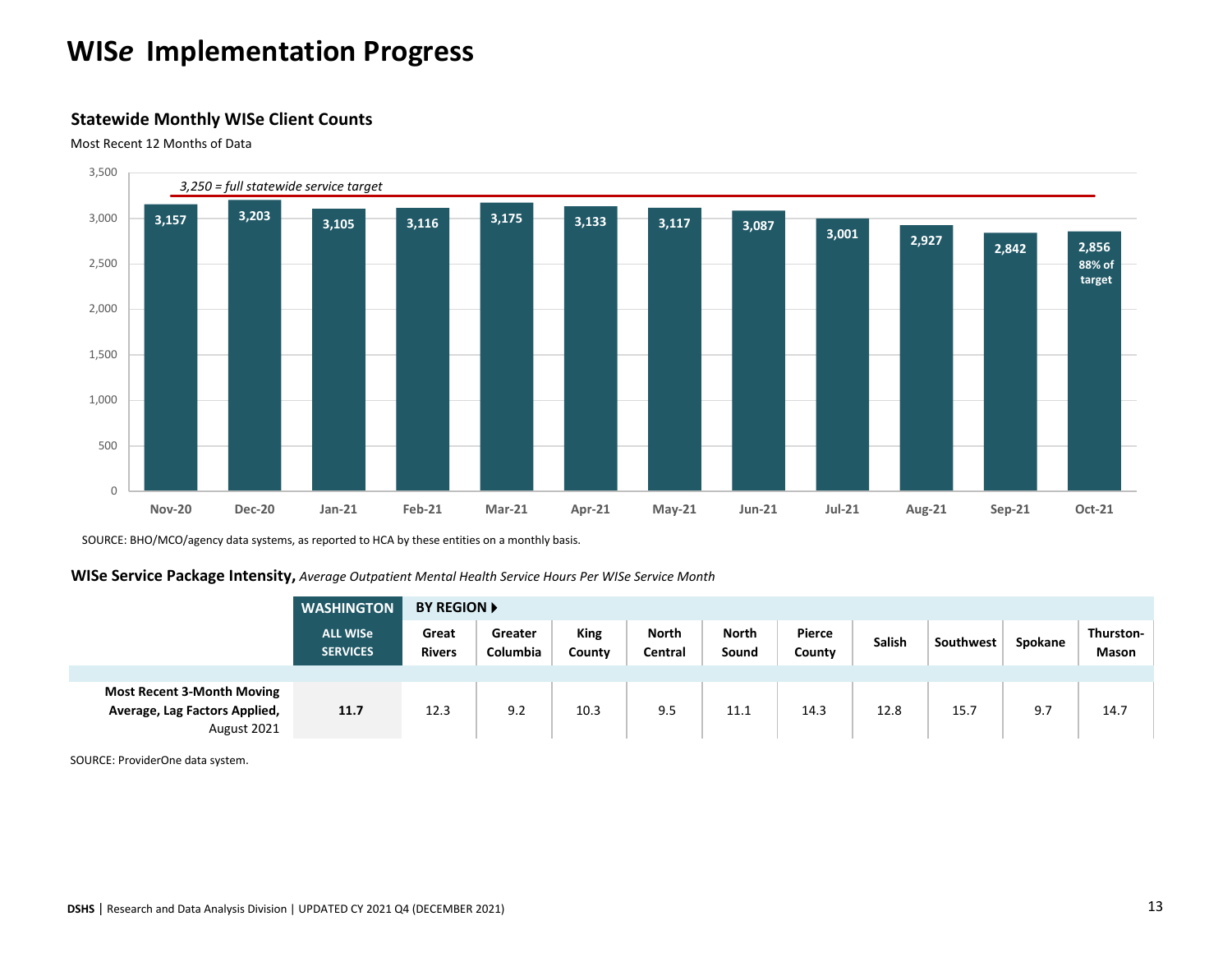# WIS*e* Implementation Progress

### Statewide Monthly WISe Client Counts

Most Recent 12 Months of Data

3,500
3,000
2,500
2,000
1,500
1,000
500
0

*3,250 = full statewide service target*

3,157 3,203 3,105 3,116 3,175 3,133 3,117 3,087 3,001 2,927 2,842 2,856

88% of target

Nov-20 Dec-20 Jan-21 Feb-21 Mar-21 Apr-21 May-21 Jun-21 Jul-21 Aug-21 Sep-21 Oct-21

SOURCE: BHO/MCO/agency data systems, as reported to HCA by these entities on a monthly basis.

### WISe Service Package Intensity, *Average Outpatient Mental Health Service Hours Per WISe Service Month*

| | WASHINGTON | BY REGION ▸ | | | | | | | | | |
|---|---|---|---|---|---|---|---|---|---|---|---|
| | ALL WISe SERVICES | Great Rivers | Greater Columbia | King County | North Central | North Sound | Pierce County | Salish | Southwest | Spokane | Thurston-Mason |
| **Most Recent 3-Month Moving Average, Lag Factors Applied,** August 2021 | **11.7** | 12.3 | 9.2 | 10.3 | 9.5 | 11.1 | 14.3 | 12.8 | 15.7 | 9.7 | 14.7 |

SOURCE: ProviderOne data system.